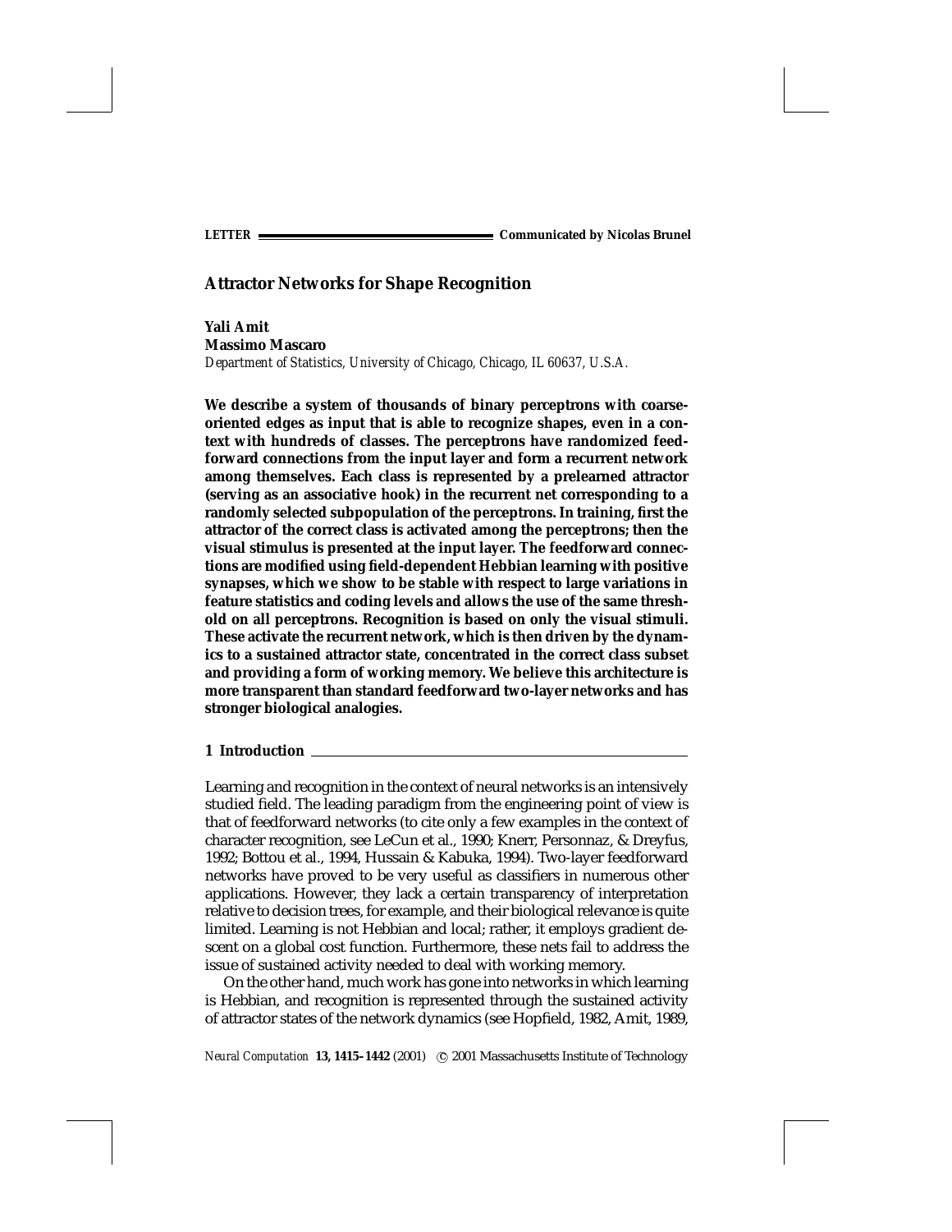LETTER Communicated by Nicolas Brunel

# Attractor Networks for Shape Recognition

**Yali Amit**
**Massimo Mascaro**
*Department of Statistics, University of Chicago, Chicago, IL 60637, U.S.A.*

**We describe a system of thousands of binary perceptrons with coarse-oriented edges as input that is able to recognize shapes, even in a context with hundreds of classes. The perceptrons have randomized feedforward connections from the input layer and form a recurrent network among themselves. Each class is represented by a prelearned attractor (serving as an associative hook) in the recurrent net corresponding to a randomly selected subpopulation of the perceptrons. In training, first the attractor of the correct class is activated among the perceptrons; then the visual stimulus is presented at the input layer. The feedforward connections are modified using field-dependent Hebbian learning with positive synapses, which we show to be stable with respect to large variations in feature statistics and coding levels and allows the use of the same threshold on all perceptrons. Recognition is based on only the visual stimuli. These activate the recurrent network, which is then driven by the dynamics to a sustained attractor state, concentrated in the correct class subset and providing a form of working memory. We believe this architecture is more transparent than standard feedforward two-layer networks and has stronger biological analogies.**

## 1 Introduction

Learning and recognition in the context of neural networks is an intensively studied field. The leading paradigm from the engineering point of view is that of feedforward networks (to cite only a few examples in the context of character recognition, see LeCun et al., 1990; Knerr, Personnaz, & Dreyfus, 1992; Bottou et al., 1994, Hussain & Kabuka, 1994). Two-layer feedforward networks have proved to be very useful as classifiers in numerous other applications. However, they lack a certain transparency of interpretation relative to decision trees, for example, and their biological relevance is quite limited. Learning is not Hebbian and local; rather, it employs gradient descent on a global cost function. Furthermore, these nets fail to address the issue of sustained activity needed to deal with working memory.

On the other hand, much work has gone into networks in which learning is Hebbian, and recognition is represented through the sustained activity of attractor states of the network dynamics (see Hopfield, 1982, Amit, 1989,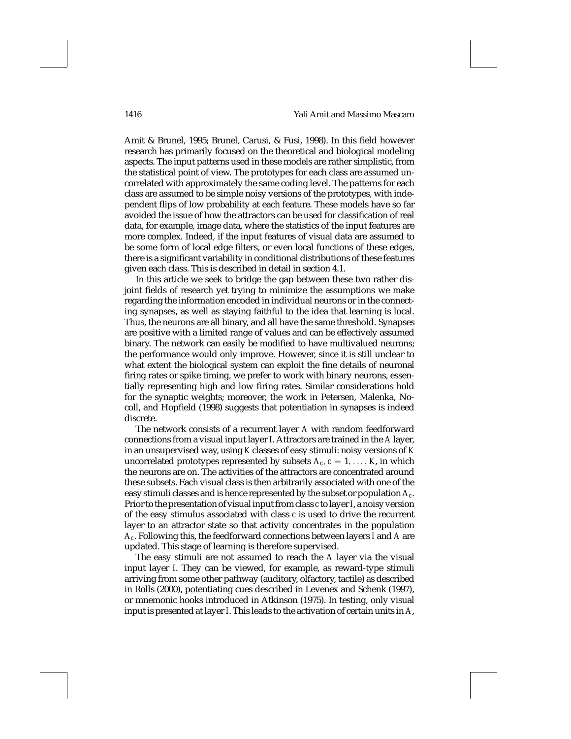Amit & Brunel, 1995; Brunel, Carusi, & Fusi, 1998). In this field however research has primarily focused on the theoretical and biological modeling aspects. The input patterns used in these models are rather simplistic, from the statistical point of view. The prototypes for each class are assumed uncorrelated with approximately the same coding level. The patterns for each class are assumed to be simple noisy versions of the prototypes, with independent flips of low probability at each feature. These models have so far avoided the issue of how the attractors can be used for classification of real data, for example, image data, where the statistics of the input features are more complex. Indeed, if the input features of visual data are assumed to be some form of local edge filters, or even local functions of these edges, there is a significant variability in conditional distributions of these features given each class. This is described in detail in section 4.1.

In this article we seek to bridge the gap between these two rather disjoint fields of research yet trying to minimize the assumptions we make regarding the information encoded in individual neurons or in the connecting synapses, as well as staying faithful to the idea that learning is local. Thus, the neurons are all binary, and all have the same threshold. Synapses are positive with a limited range of values and can be effectively assumed binary. The network can easily be modified to have multivalued neurons; the performance would only improve. However, since it is still unclear to what extent the biological system can exploit the fine details of neuronal firing rates or spike timing, we prefer to work with binary neurons, essentially representing high and low firing rates. Similar considerations hold for the synaptic weights; moreover, the work in Petersen, Malenka, Nocoll, and Hopfield (1998) suggests that potentiation in synapses is indeed discrete.

The network consists of a recurrent layer $A$ with random feedforward connections from a visual input layer $I$. Attractors are trained in the $A$ layer, in an unsupervised way, using $K$ classes of easy stimuli: noisy versions of $K$ uncorrelated prototypes represented by subsets $A_c$, $c = 1, \ldots, K$, in which the neurons are on. The activities of the attractors are concentrated around these subsets. Each visual class is then arbitrarily associated with one of the easy stimuli classes and is hence represented by the subset or population $A_c$. Prior to the presentation of visual input from class $c$ to layer $I$, a noisy version of the easy stimulus associated with class $c$ is used to drive the recurrent layer to an attractor state so that activity concentrates in the population $A_c$. Following this, the feedforward connections between layers $I$ and $A$ are updated. This stage of learning is therefore supervised.

The easy stimuli are not assumed to reach the $A$ layer via the visual input layer $I$. They can be viewed, for example, as reward-type stimuli arriving from some other pathway (auditory, olfactory, tactile) as described in Rolls (2000), potentiating cues described in Levenex and Schenk (1997), or mnemonic hooks introduced in Atkinson (1975). In testing, only visual input is presented at layer $I$. This leads to the activation of certain units in $A$,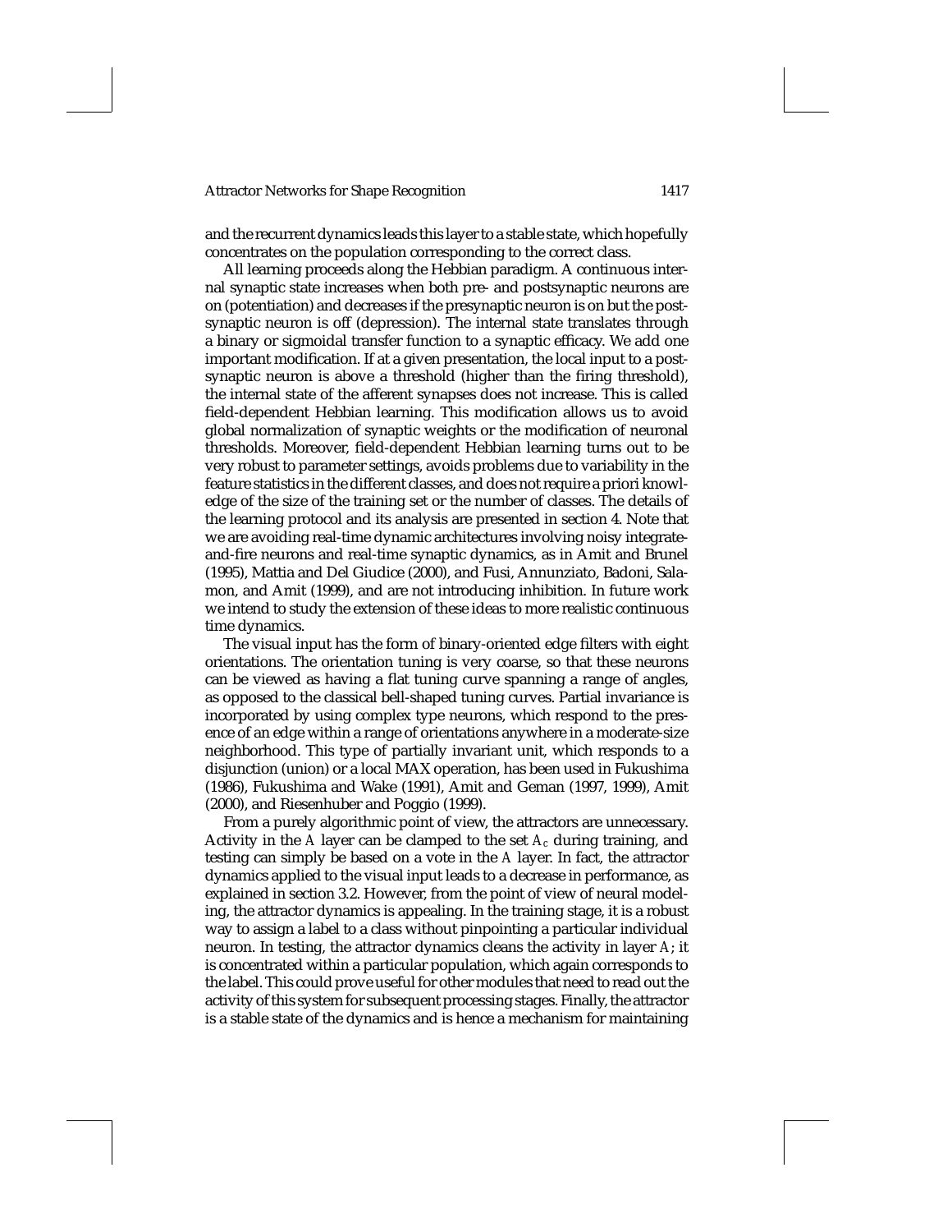and the recurrent dynamics leads this layer to a stable state, which hopefully concentrates on the population corresponding to the correct class.

All learning proceeds along the Hebbian paradigm. A continuous internal synaptic state increases when both pre- and postsynaptic neurons are on (potentiation) and decreases if the presynaptic neuron is on but the postsynaptic neuron is off (depression). The internal state translates through a binary or sigmoidal transfer function to a synaptic efficacy. We add one important modification. If at a given presentation, the local input to a postsynaptic neuron is above a threshold (higher than the firing threshold), the internal state of the afferent synapses does not increase. This is called field-dependent Hebbian learning. This modification allows us to avoid global normalization of synaptic weights or the modification of neuronal thresholds. Moreover, field-dependent Hebbian learning turns out to be very robust to parameter settings, avoids problems due to variability in the feature statistics in the different classes, and does not require a priori knowledge of the size of the training set or the number of classes. The details of the learning protocol and its analysis are presented in section 4. Note that we are avoiding real-time dynamic architectures involving noisy integrate-and-fire neurons and real-time synaptic dynamics, as in Amit and Brunel (1995), Mattia and Del Giudice (2000), and Fusi, Annunziato, Badoni, Salamon, and Amit (1999), and are not introducing inhibition. In future work we intend to study the extension of these ideas to more realistic continuous time dynamics.

The visual input has the form of binary-oriented edge filters with eight orientations. The orientation tuning is very coarse, so that these neurons can be viewed as having a flat tuning curve spanning a range of angles, as opposed to the classical bell-shaped tuning curves. Partial invariance is incorporated by using complex type neurons, which respond to the presence of an edge within a range of orientations anywhere in a moderate-size neighborhood. This type of partially invariant unit, which responds to a disjunction (union) or a local MAX operation, has been used in Fukushima (1986), Fukushima and Wake (1991), Amit and Geman (1997, 1999), Amit (2000), and Riesenhuber and Poggio (1999).

From a purely algorithmic point of view, the attractors are unnecessary. Activity in the $A$ layer can be clamped to the set $A_c$ during training, and testing can simply be based on a vote in the $A$ layer. In fact, the attractor dynamics applied to the visual input leads to a decrease in performance, as explained in section 3.2. However, from the point of view of neural modeling, the attractor dynamics is appealing. In the training stage, it is a robust way to assign a label to a class without pinpointing a particular individual neuron. In testing, the attractor dynamics cleans the activity in layer $A$; it is concentrated within a particular population, which again corresponds to the label. This could prove useful for other modules that need to read out the activity of this system for subsequent processing stages. Finally, the attractor is a stable state of the dynamics and is hence a mechanism for maintaining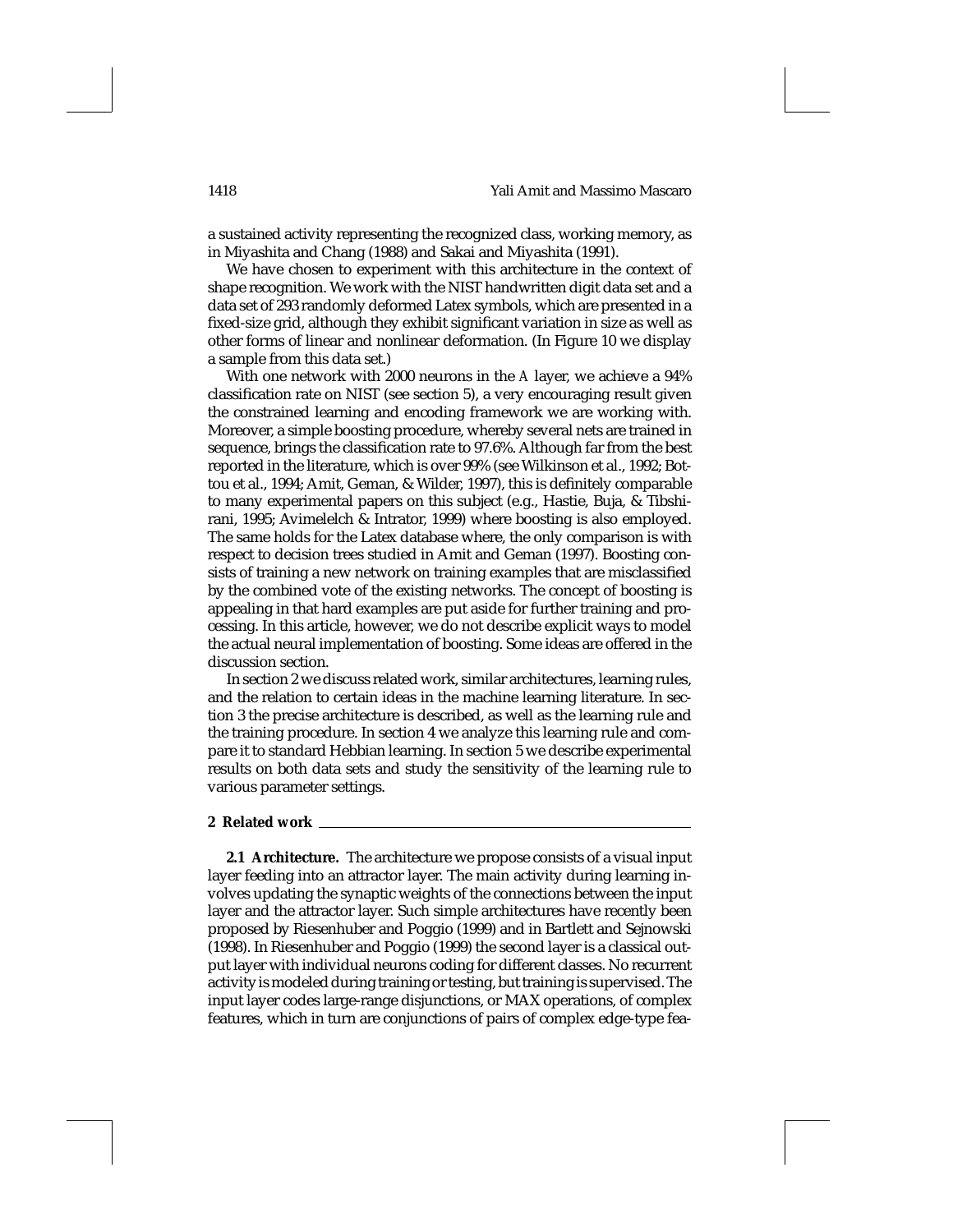a sustained activity representing the recognized class, working memory, as in Miyashita and Chang (1988) and Sakai and Miyashita (1991).

We have chosen to experiment with this architecture in the context of shape recognition. We work with the NIST handwritten digit data set and a data set of 293 randomly deformed Latex symbols, which are presented in a fixed-size grid, although they exhibit significant variation in size as well as other forms of linear and nonlinear deformation. (In Figure 10 we display a sample from this data set.)

With one network with 2000 neurons in the $A$ layer, we achieve a 94% classification rate on NIST (see section 5), a very encouraging result given the constrained learning and encoding framework we are working with. Moreover, a simple boosting procedure, whereby several nets are trained in sequence, brings the classification rate to 97.6%. Although far from the best reported in the literature, which is over 99% (see Wilkinson et al., 1992; Bottou et al., 1994; Amit, Geman, & Wilder, 1997), this is definitely comparable to many experimental papers on this subject (e.g., Hastie, Buja, & Tibshirani, 1995; Avimelelch & Intrator, 1999) where boosting is also employed. The same holds for the Latex database where, the only comparison is with respect to decision trees studied in Amit and Geman (1997). Boosting consists of training a new network on training examples that are misclassified by the combined vote of the existing networks. The concept of boosting is appealing in that hard examples are put aside for further training and processing. In this article, however, we do not describe explicit ways to model the actual neural implementation of boosting. Some ideas are offered in the discussion section.

In section 2 we discuss related work, similar architectures, learning rules, and the relation to certain ideas in the machine learning literature. In section 3 the precise architecture is described, as well as the learning rule and the training procedure. In section 4 we analyze this learning rule and compare it to standard Hebbian learning. In section 5 we describe experimental results on both data sets and study the sensitivity of the learning rule to various parameter settings.

## 2 Related work

**2.1 Architecture.** The architecture we propose consists of a visual input layer feeding into an attractor layer. The main activity during learning involves updating the synaptic weights of the connections between the input layer and the attractor layer. Such simple architectures have recently been proposed by Riesenhuber and Poggio (1999) and in Bartlett and Sejnowski (1998). In Riesenhuber and Poggio (1999) the second layer is a classical output layer with individual neurons coding for different classes. No recurrent activity is modeled during training or testing, but training is supervised. The input layer codes large-range disjunctions, or MAX operations, of complex features, which in turn are conjunctions of pairs of complex edge-type fea-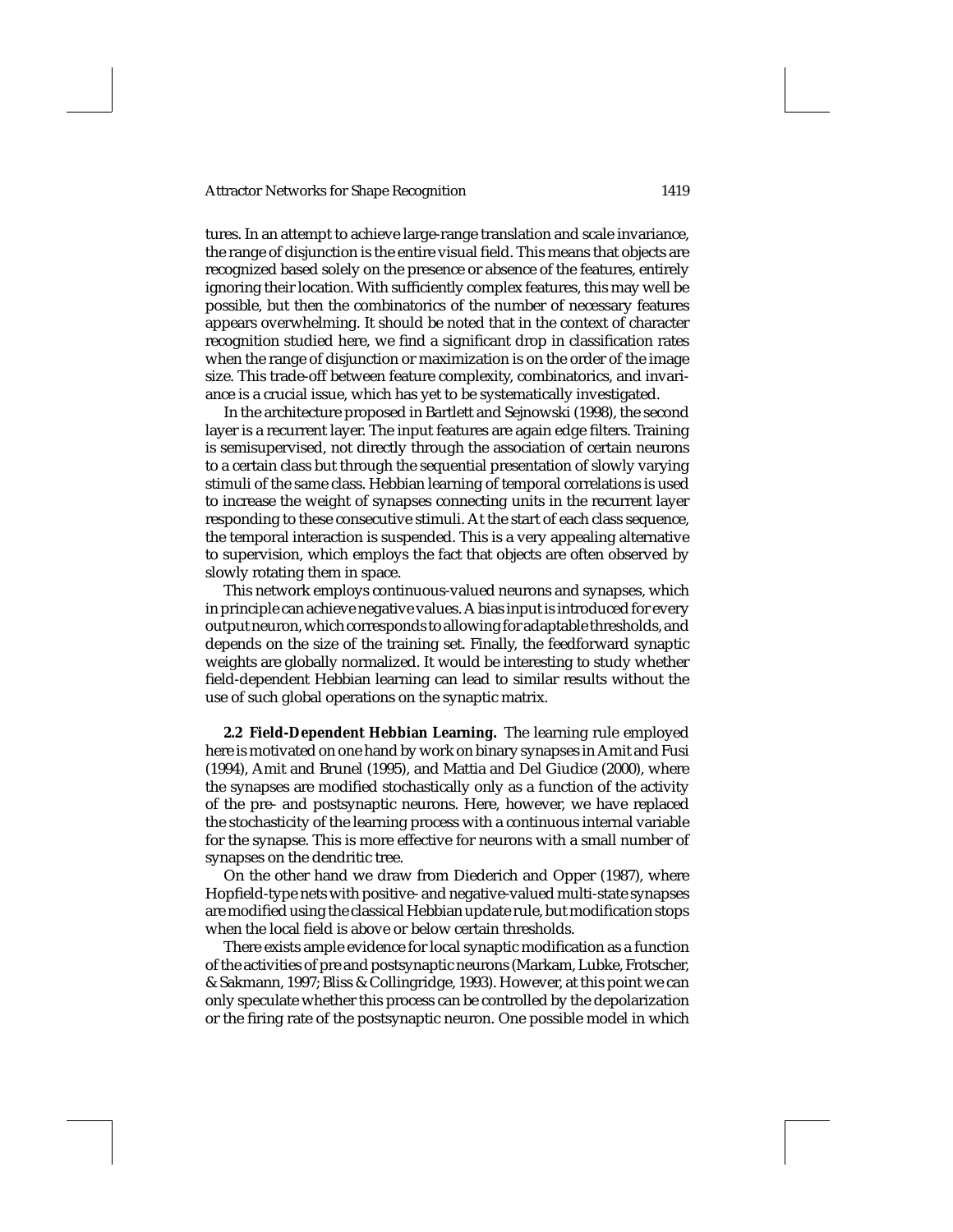tures. In an attempt to achieve large-range translation and scale invariance, the range of disjunction is the entire visual field. This means that objects are recognized based solely on the presence or absence of the features, entirely ignoring their location. With sufficiently complex features, this may well be possible, but then the combinatorics of the number of necessary features appears overwhelming. It should be noted that in the context of character recognition studied here, we find a significant drop in classification rates when the range of disjunction or maximization is on the order of the image size. This trade-off between feature complexity, combinatorics, and invariance is a crucial issue, which has yet to be systematically investigated.

In the architecture proposed in Bartlett and Sejnowski (1998), the second layer is a recurrent layer. The input features are again edge filters. Training is semisupervised, not directly through the association of certain neurons to a certain class but through the sequential presentation of slowly varying stimuli of the same class. Hebbian learning of temporal correlations is used to increase the weight of synapses connecting units in the recurrent layer responding to these consecutive stimuli. At the start of each class sequence, the temporal interaction is suspended. This is a very appealing alternative to supervision, which employs the fact that objects are often observed by slowly rotating them in space.

This network employs continuous-valued neurons and synapses, which in principle can achieve negative values. A bias input is introduced for every output neuron, which corresponds to allowing for adaptable thresholds, and depends on the size of the training set. Finally, the feedforward synaptic weights are globally normalized. It would be interesting to study whether field-dependent Hebbian learning can lead to similar results without the use of such global operations on the synaptic matrix.

**2.2 Field-Dependent Hebbian Learning.** The learning rule employed here is motivated on one hand by work on binary synapses in Amit and Fusi (1994), Amit and Brunel (1995), and Mattia and Del Giudice (2000), where the synapses are modified stochastically only as a function of the activity of the pre- and postsynaptic neurons. Here, however, we have replaced the stochasticity of the learning process with a continuous internal variable for the synapse. This is more effective for neurons with a small number of synapses on the dendritic tree.

On the other hand we draw from Diederich and Opper (1987), where Hopfield-type nets with positive- and negative-valued multi-state synapses are modified using the classical Hebbian update rule, but modification stops when the local field is above or below certain thresholds.

There exists ample evidence for local synaptic modification as a function of the activities of pre and postsynaptic neurons (Markam, Lubke, Frotscher, & Sakmann, 1997; Bliss & Collingridge, 1993). However, at this point we can only speculate whether this process can be controlled by the depolarization or the firing rate of the postsynaptic neuron. One possible model in which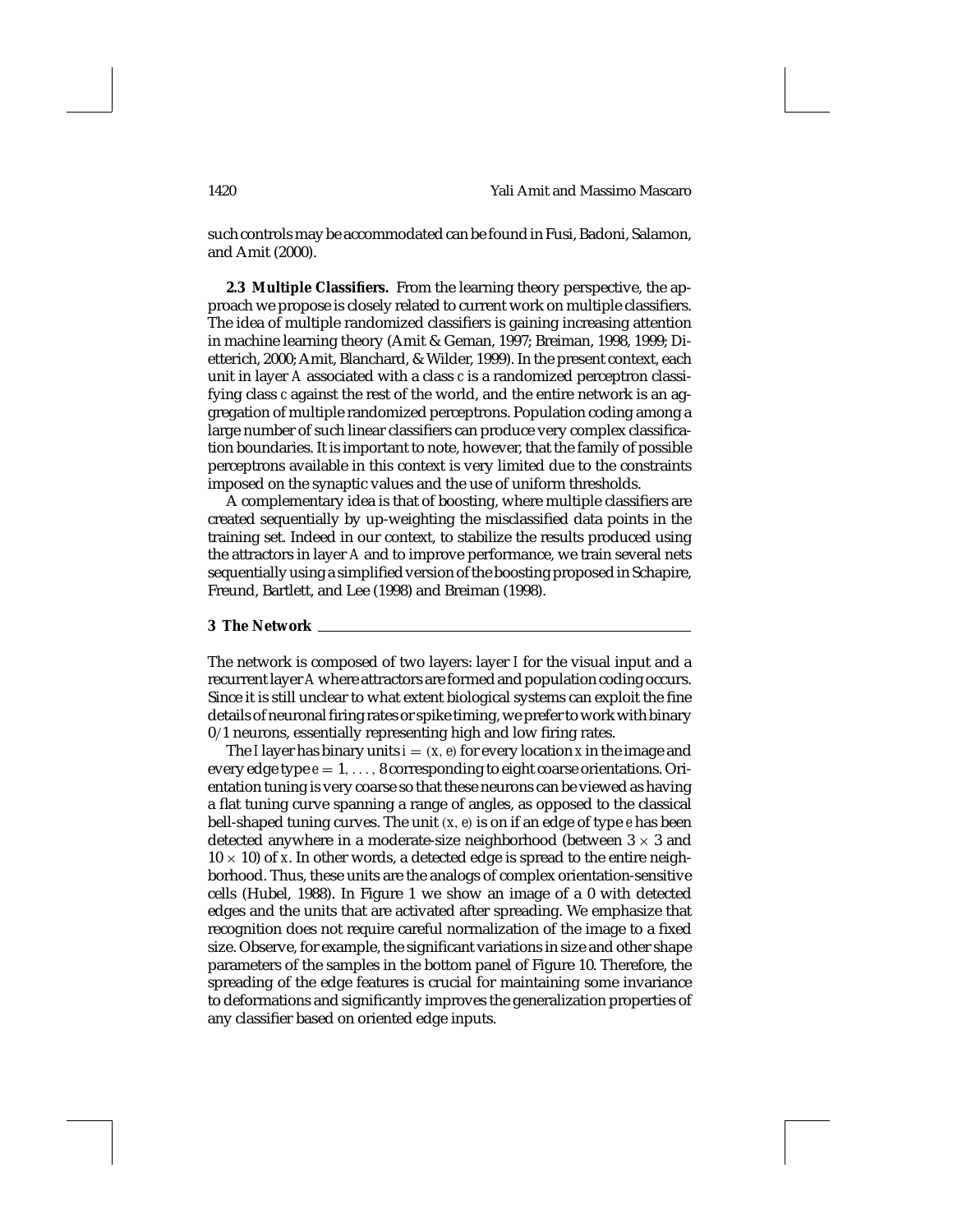such controls may be accommodated can be found in Fusi, Badoni, Salamon, and Amit (2000).

**2.3 Multiple Classifiers.** From the learning theory perspective, the approach we propose is closely related to current work on multiple classifiers. The idea of multiple randomized classifiers is gaining increasing attention in machine learning theory (Amit & Geman, 1997; Breiman, 1998, 1999; Dietterich, 2000; Amit, Blanchard, & Wilder, 1999). In the present context, each unit in layer $A$ associated with a class $c$ is a randomized perceptron classifying class $c$ against the rest of the world, and the entire network is an aggregation of multiple randomized perceptrons. Population coding among a large number of such linear classifiers can produce very complex classification boundaries. It is important to note, however, that the family of possible perceptrons available in this context is very limited due to the constraints imposed on the synaptic values and the use of uniform thresholds.

A complementary idea is that of boosting, where multiple classifiers are created sequentially by up-weighting the misclassified data points in the training set. Indeed in our context, to stabilize the results produced using the attractors in layer $A$ and to improve performance, we train several nets sequentially using a simplified version of the boosting proposed in Schapire, Freund, Bartlett, and Lee (1998) and Breiman (1998).

## 3 The Network

The network is composed of two layers: layer $I$ for the visual input and a recurrent layer $A$ where attractors are formed and population coding occurs. Since it is still unclear to what extent biological systems can exploit the fine details of neuronal firing rates or spike timing, we prefer to work with binary 0/1 neurons, essentially representing high and low firing rates.

The $I$ layer has binary units $i = (x, e)$ for every location $x$ in the image and every edge type $e = 1, \ldots, 8$ corresponding to eight coarse orientations. Orientation tuning is very coarse so that these neurons can be viewed as having a flat tuning curve spanning a range of angles, as opposed to the classical bell-shaped tuning curves. The unit $(x, e)$ is on if an edge of type $e$ has been detected anywhere in a moderate-size neighborhood (between $3 \times 3$ and $10 \times 10$) of $x$. In other words, a detected edge is spread to the entire neighborhood. Thus, these units are the analogs of complex orientation-sensitive cells (Hubel, 1988). In Figure 1 we show an image of a 0 with detected edges and the units that are activated after spreading. We emphasize that recognition does not require careful normalization of the image to a fixed size. Observe, for example, the significant variations in size and other shape parameters of the samples in the bottom panel of Figure 10. Therefore, the spreading of the edge features is crucial for maintaining some invariance to deformations and significantly improves the generalization properties of any classifier based on oriented edge inputs.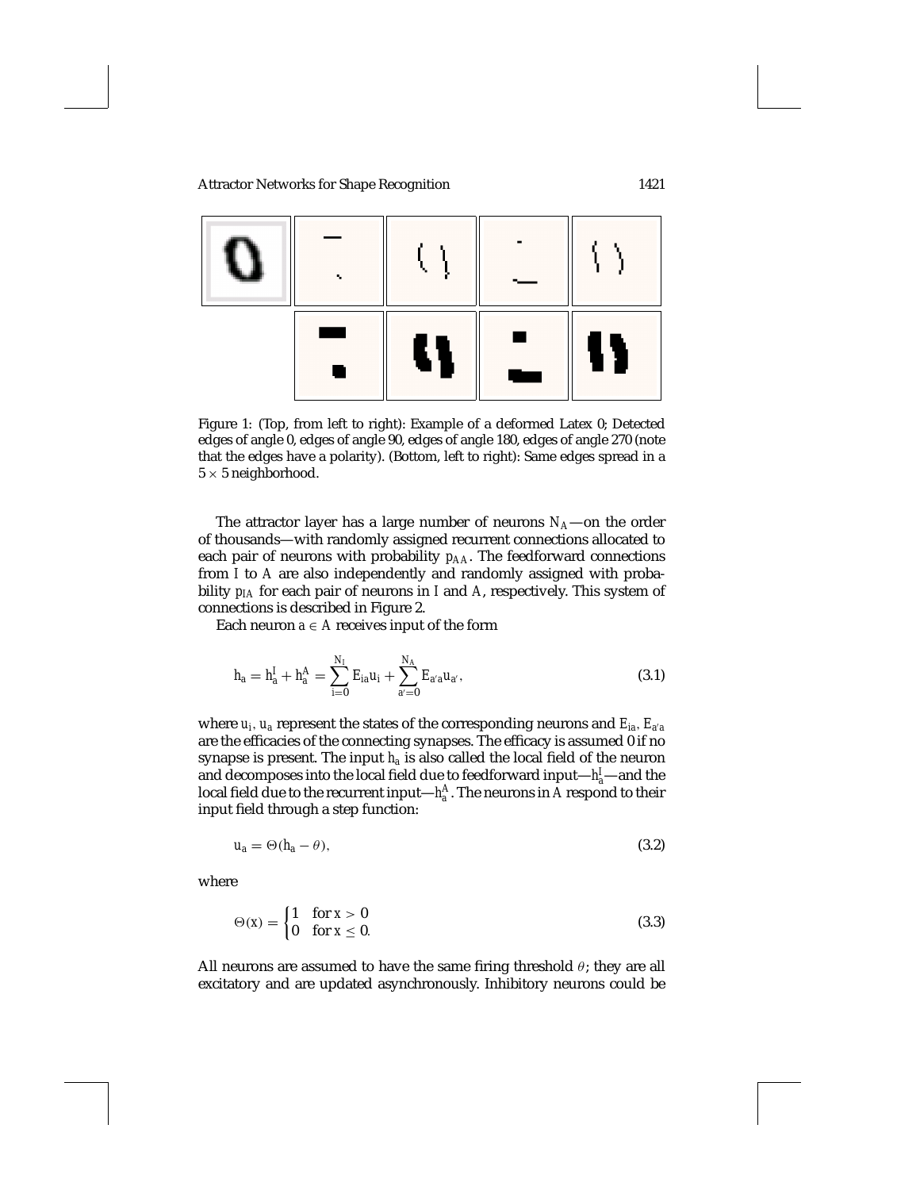Figure 1: (Top, from left to right): Example of a deformed Latex 0; Detected edges of angle 0, edges of angle 90, edges of angle 180, edges of angle 270 (note that the edges have a polarity). (Bottom, left to right): Same edges spread in a $5 \times 5$ neighborhood.

The attractor layer has a large number of neurons $N_A$—on the order of thousands—with randomly assigned recurrent connections allocated to each pair of neurons with probability $p_{AA}$. The feedforward connections from $I$ to $A$ are also independently and randomly assigned with probability $p_{IA}$ for each pair of neurons in $I$ and $A$, respectively. This system of connections is described in Figure 2.

Each neuron $a \in A$ receives input of the form

$$h_a = h_a^I + h_a^A = \sum_{i=0}^{N_I} E_{ia} u_i + \sum_{a'=0}^{N_A} E_{a'a} u_{a'}, \tag{3.1}$$

where $u_i$, $u_a$ represent the states of the corresponding neurons and $E_{ia}$, $E_{a'a}$ are the efficacies of the connecting synapses. The efficacy is assumed 0 if no synapse is present. The input $h_a$ is also called the local field of the neuron and decomposes into the local field due to feedforward input—$h_a^I$—and the local field due to the recurrent input—$h_a^A$. The neurons in $A$ respond to their input field through a step function:

$$u_a = \Theta(h_a - \theta), \tag{3.2}$$

where

$$\Theta(x) = \begin{cases} 1 & \text{for } x > 0 \\ 0 & \text{for } x \leq 0. \end{cases} \tag{3.3}$$

All neurons are assumed to have the same firing threshold $\theta$; they are all excitatory and are updated asynchronously. Inhibitory neurons could be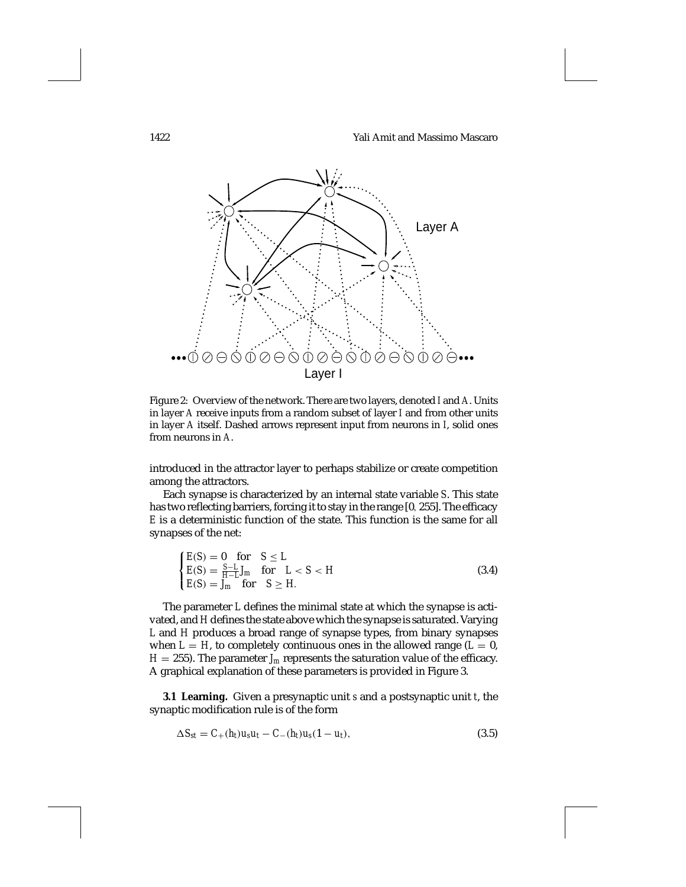Figure 2: Overview of the network. There are two layers, denoted $I$ and $A$. Units in layer $A$ receive inputs from a random subset of layer $I$ and from other units in layer $A$ itself. Dashed arrows represent input from neurons in $I$, solid ones from neurons in $A$.

introduced in the attractor layer to perhaps stabilize or create competition among the attractors.

Each synapse is characterized by an internal state variable $S$. This state has two reflecting barriers, forcing it to stay in the range $[0, 255]$. The efficacy $E$ is a deterministic function of the state. This function is the same for all synapses of the net:

$$\begin{cases} E(S) = 0 \quad \text{for} \quad S \leq L \\ E(S) = \frac{S-L}{H-L} J_m \quad \text{for} \quad L < S < H \\ E(S) = J_m \quad \text{for} \quad S \geq H. \end{cases} \tag{3.4}$$

The parameter $L$ defines the minimal state at which the synapse is activated, and $H$ defines the state above which the synapse is saturated. Varying $L$ and $H$ produces a broad range of synapse types, from binary synapses when $L = H$, to completely continuous ones in the allowed range ($L = 0$, $H = 255$). The parameter $J_m$ represents the saturation value of the efficacy. A graphical explanation of these parameters is provided in Figure 3.

**3.1 Learning.** Given a presynaptic unit $s$ and a postsynaptic unit $t$, the synaptic modification rule is of the form

$$\Delta S_{st} = C_+(h_t) u_s u_t - C_-(h_t) u_s (1 - u_t), \tag{3.5}$$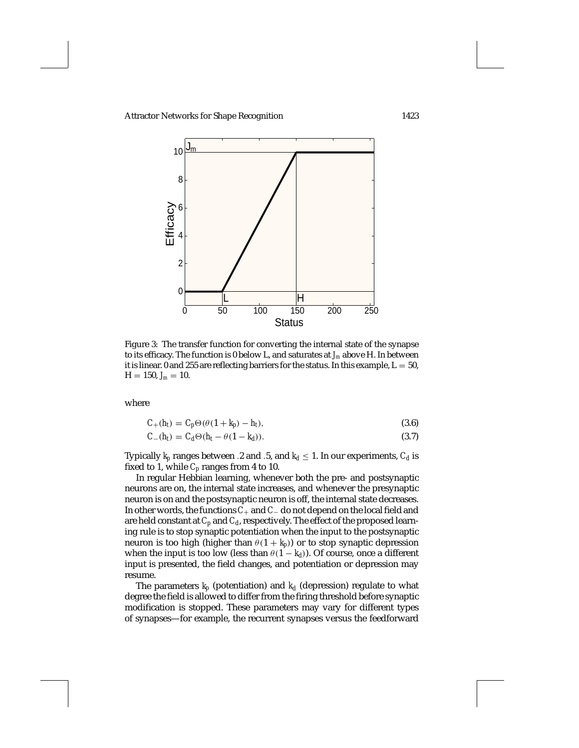Figure 3: The transfer function for converting the internal state of the synapse to its efficacy. The function is 0 below L, and saturates at $J_m$ above H. In between it is linear. 0 and 255 are reflecting barriers for the status. In this example, $L = 50$, $H = 150$, $J_m = 10$.

where

$$C_+(h_t) = C_p \Theta(\theta(1 + k_p) - h_t), \tag{3.6}$$

$$C_-(h_t) = C_d \Theta(h_t - \theta(1 - k_d)). \tag{3.7}$$

Typically $k_p$ ranges between .2 and .5, and $k_d \leq 1$. In our experiments, $C_d$ is fixed to 1, while $C_p$ ranges from 4 to 10.

In regular Hebbian learning, whenever both the pre- and postsynaptic neurons are on, the internal state increases, and whenever the presynaptic neuron is on and the postsynaptic neuron is off, the internal state decreases. In other words, the functions $C_+$ and $C_-$ do not depend on the local field and are held constant at $C_p$ and $C_d$, respectively. The effect of the proposed learning rule is to stop synaptic potentiation when the input to the postsynaptic neuron is too high (higher than $\theta(1 + k_p)$) or to stop synaptic depression when the input is too low (less than $\theta(1 - k_d)$). Of course, once a different input is presented, the field changes, and potentiation or depression may resume.

The parameters $k_p$ (potentiation) and $k_d$ (depression) regulate to what degree the field is allowed to differ from the firing threshold before synaptic modification is stopped. These parameters may vary for different types of synapses—for example, the recurrent synapses versus the feedforward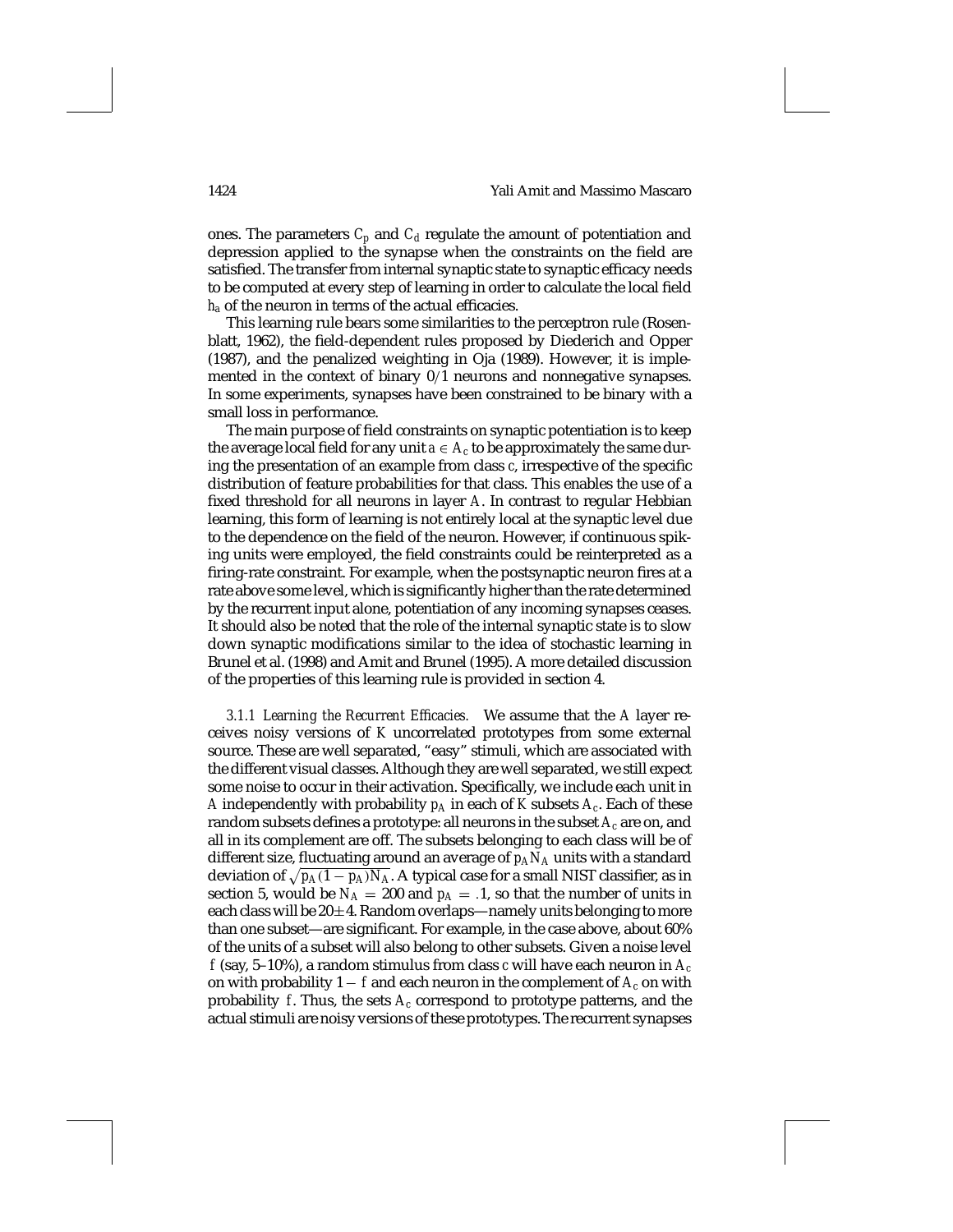ones. The parameters $C_p$ and $C_d$ regulate the amount of potentiation and depression applied to the synapse when the constraints on the field are satisfied. The transfer from internal synaptic state to synaptic efficacy needs to be computed at every step of learning in order to calculate the local field $h_a$ of the neuron in terms of the actual efficacies.

This learning rule bears some similarities to the perceptron rule (Rosenblatt, 1962), the field-dependent rules proposed by Diederich and Opper (1987), and the penalized weighting in Oja (1989). However, it is implemented in the context of binary 0/1 neurons and nonnegative synapses. In some experiments, synapses have been constrained to be binary with a small loss in performance.

The main purpose of field constraints on synaptic potentiation is to keep the average local field for any unit $a \in A_c$ to be approximately the same during the presentation of an example from class $c$, irrespective of the specific distribution of feature probabilities for that class. This enables the use of a fixed threshold for all neurons in layer $A$. In contrast to regular Hebbian learning, this form of learning is not entirely local at the synaptic level due to the dependence on the field of the neuron. However, if continuous spiking units were employed, the field constraints could be reinterpreted as a firing-rate constraint. For example, when the postsynaptic neuron fires at a rate above some level, which is significantly higher than the rate determined by the recurrent input alone, potentiation of any incoming synapses ceases. It should also be noted that the role of the internal synaptic state is to slow down synaptic modifications similar to the idea of stochastic learning in Brunel et al. (1998) and Amit and Brunel (1995). A more detailed discussion of the properties of this learning rule is provided in section 4.

*3.1.1 Learning the Recurrent Efficacies.* We assume that the $A$ layer receives noisy versions of $K$ uncorrelated prototypes from some external source. These are well separated, "easy" stimuli, which are associated with the different visual classes. Although they are well separated, we still expect some noise to occur in their activation. Specifically, we include each unit in $A$ independently with probability $p_A$ in each of $K$ subsets $A_c$. Each of these random subsets defines a prototype: all neurons in the subset $A_c$ are on, and all in its complement are off. The subsets belonging to each class will be of different size, fluctuating around an average of $p_A N_A$ units with a standard deviation of $\sqrt{p_A(1-p_A)N_A}$. A typical case for a small NIST classifier, as in section 5, would be $N_A = 200$ and $p_A = .1$, so that the number of units in each class will be $20 \pm 4$. Random overlaps—namely units belonging to more than one subset—are significant. For example, in the case above, about 60% of the units of a subset will also belong to other subsets. Given a noise level $f$ (say, 5–10%), a random stimulus from class $c$ will have each neuron in $A_c$ on with probability $1 - f$ and each neuron in the complement of $A_c$ on with probability $f$. Thus, the sets $A_c$ correspond to prototype patterns, and the actual stimuli are noisy versions of these prototypes. The recurrent synapses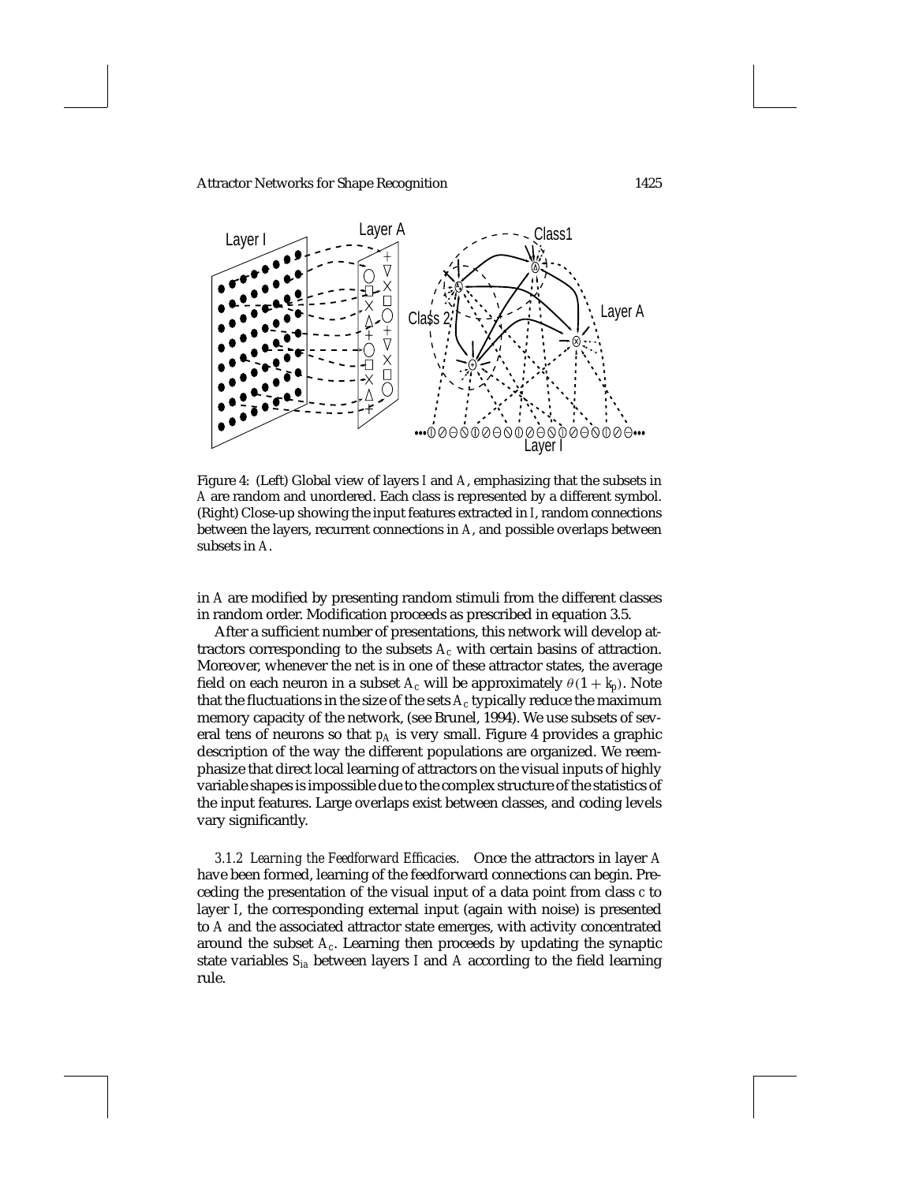Figure 4: (Left) Global view of layers $I$ and $A$, emphasizing that the subsets in $A$ are random and unordered. Each class is represented by a different symbol. (Right) Close-up showing the input features extracted in $I$, random connections between the layers, recurrent connections in $A$, and possible overlaps between subsets in $A$.

in $A$ are modified by presenting random stimuli from the different classes in random order. Modification proceeds as prescribed in equation 3.5.

After a sufficient number of presentations, this network will develop attractors corresponding to the subsets $A_c$ with certain basins of attraction. Moreover, whenever the net is in one of these attractor states, the average field on each neuron in a subset $A_c$ will be approximately $\theta(1 + k_p)$. Note that the fluctuations in the size of the sets $A_c$ typically reduce the maximum memory capacity of the network, (see Brunel, 1994). We use subsets of several tens of neurons so that $p_A$ is very small. Figure 4 provides a graphic description of the way the different populations are organized. We reemphasize that direct local learning of attractors on the visual inputs of highly variable shapes is impossible due to the complex structure of the statistics of the input features. Large overlaps exist between classes, and coding levels vary significantly.

*3.1.2 Learning the Feedforward Efficacies.* Once the attractors in layer $A$ have been formed, learning of the feedforward connections can begin. Preceding the presentation of the visual input of a data point from class $c$ to layer $I$, the corresponding external input (again with noise) is presented to $A$ and the associated attractor state emerges, with activity concentrated around the subset $A_c$. Learning then proceeds by updating the synaptic state variables $S_{ia}$ between layers $I$ and $A$ according to the field learning rule.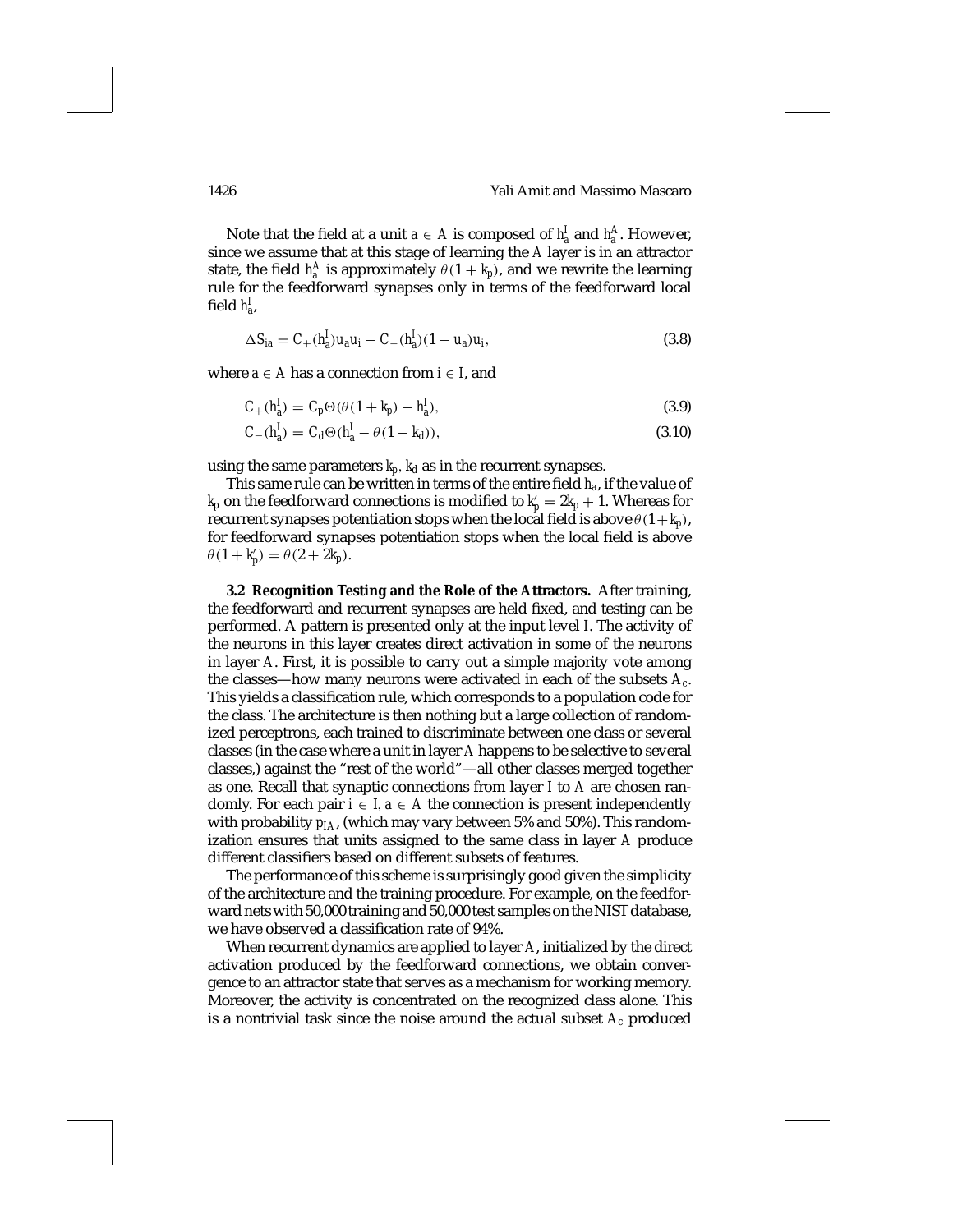Note that the field at a unit $a \in A$ is composed of $h_a^I$ and $h_a^A$. However, since we assume that at this stage of learning the $A$ layer is in an attractor state, the field $h_a^A$ is approximately $\theta(1 + k_p)$, and we rewrite the learning rule for the feedforward synapses only in terms of the feedforward local field $h_a^I$,

$$\Delta S_{ia} = C_+(h_a^I) u_a u_i - C_-(h_a^I)(1 - u_a) u_i, \tag{3.8}$$

where $a \in A$ has a connection from $i \in I$, and

$$C_+(h_a^I) = C_p \Theta(\theta(1 + k_p) - h_a^I), \tag{3.9}$$

$$C_-(h_a^I) = C_d \Theta(h_a^I - \theta(1 - k_d)), \tag{3.10}$$

using the same parameters $k_p, k_d$ as in the recurrent synapses.

This same rule can be written in terms of the entire field $h_a$, if the value of $k_p$ on the feedforward connections is modified to $k_p' = 2k_p + 1$. Whereas for recurrent synapses potentiation stops when the local field is above $\theta(1 + k_p)$, for feedforward synapses potentiation stops when the local field is above $\theta(1 + k_p') = \theta(2 + 2k_p)$.

**3.2 Recognition Testing and the Role of the Attractors.** After training, the feedforward and recurrent synapses are held fixed, and testing can be performed. A pattern is presented only at the input level $I$. The activity of the neurons in this layer creates direct activation in some of the neurons in layer $A$. First, it is possible to carry out a simple majority vote among the classes—how many neurons were activated in each of the subsets $A_c$. This yields a classification rule, which corresponds to a population code for the class. The architecture is then nothing but a large collection of randomized perceptrons, each trained to discriminate between one class or several classes (in the case where a unit in layer $A$ happens to be selective to several classes,) against the "rest of the world"—all other classes merged together as one. Recall that synaptic connections from layer $I$ to $A$ are chosen randomly. For each pair $i \in I, a \in A$ the connection is present independently with probability $p_{IA}$, (which may vary between 5% and 50%). This randomization ensures that units assigned to the same class in layer $A$ produce different classifiers based on different subsets of features.

The performance of this scheme is surprisingly good given the simplicity of the architecture and the training procedure. For example, on the feedforward nets with 50,000 training and 50,000 test samples on the NIST database, we have observed a classification rate of 94%.

When recurrent dynamics are applied to layer $A$, initialized by the direct activation produced by the feedforward connections, we obtain convergence to an attractor state that serves as a mechanism for working memory. Moreover, the activity is concentrated on the recognized class alone. This is a nontrivial task since the noise around the actual subset $A_c$ produced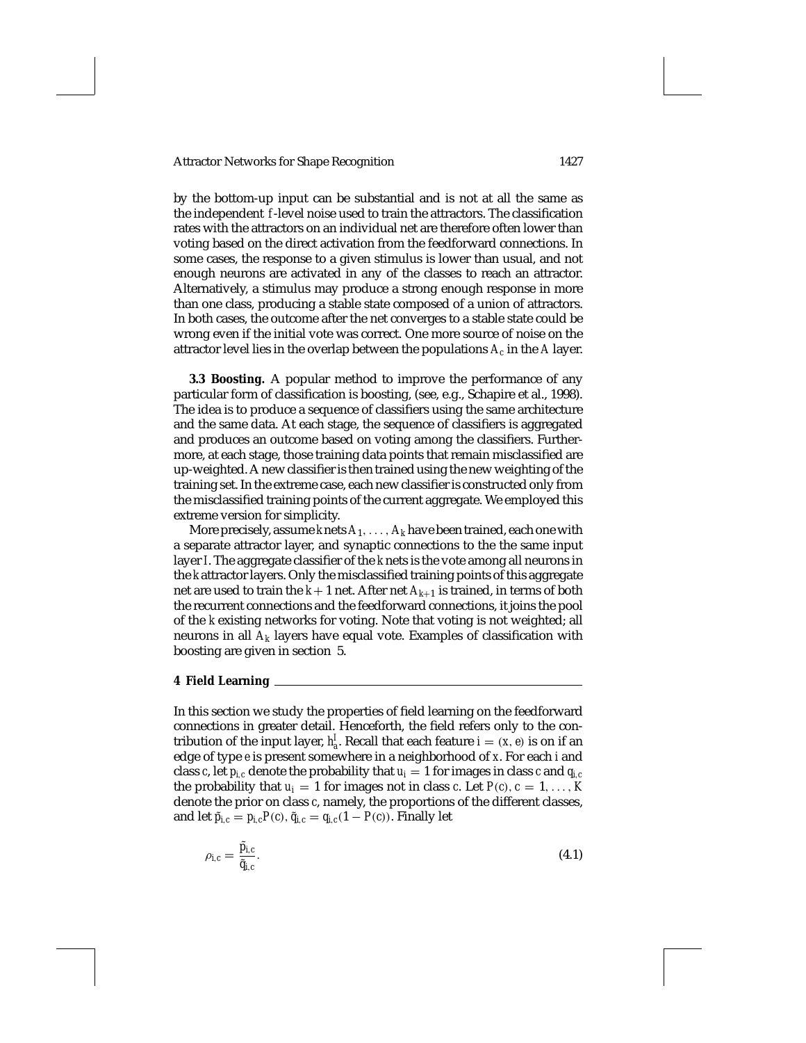by the bottom-up input can be substantial and is not at all the same as the independent $f$-level noise used to train the attractors. The classification rates with the attractors on an individual net are therefore often lower than voting based on the direct activation from the feedforward connections. In some cases, the response to a given stimulus is lower than usual, and not enough neurons are activated in any of the classes to reach an attractor. Alternatively, a stimulus may produce a strong enough response in more than one class, producing a stable state composed of a union of attractors. In both cases, the outcome after the net converges to a stable state could be wrong even if the initial vote was correct. One more source of noise on the attractor level lies in the overlap between the populations $A_c$ in the $A$ layer.

**3.3 Boosting.** A popular method to improve the performance of any particular form of classification is boosting, (see, e.g., Schapire et al., 1998). The idea is to produce a sequence of classifiers using the same architecture and the same data. At each stage, the sequence of classifiers is aggregated and produces an outcome based on voting among the classifiers. Furthermore, at each stage, those training data points that remain misclassified are up-weighted. A new classifier is then trained using the new weighting of the training set. In the extreme case, each new classifier is constructed only from the misclassified training points of the current aggregate. We employed this extreme version for simplicity.

More precisely, assume $k$ nets $A_1, \ldots, A_k$ have been trained, each one with a separate attractor layer, and synaptic connections to the the same input layer $I$. The aggregate classifier of the $k$ nets is the vote among all neurons in the $k$ attractor layers. Only the misclassified training points of this aggregate net are used to train the $k+1$ net. After net $A_{k+1}$ is trained, in terms of both the recurrent connections and the feedforward connections, it joins the pool of the $k$ existing networks for voting. Note that voting is not weighted; all neurons in all $A_k$ layers have equal vote. Examples of classification with boosting are given in section 5.

## 4 Field Learning

In this section we study the properties of field learning on the feedforward connections in greater detail. Henceforth, the field refers only to the contribution of the input layer, $h_a^I$. Recall that each feature $i = (x, e)$ is on if an edge of type $e$ is present somewhere in a neighborhood of $x$. For each $i$ and class $c$, let $p_{i,c}$ denote the probability that $u_i = 1$ for images in class $c$ and $q_{i,c}$ the probability that $u_i = 1$ for images not in class $c$. Let $P(c)$, $c = 1, \ldots, K$ denote the prior on class $c$, namely, the proportions of the different classes, and let $\tilde{p}_{i,c} = p_{i,c}P(c)$, $\tilde{q}_{i,c} = q_{i,c}(1 - P(c))$. Finally let

$$\rho_{i,c} = \frac{\tilde{p}_{i,c}}{\tilde{q}_{i,c}}. \tag{4.1}$$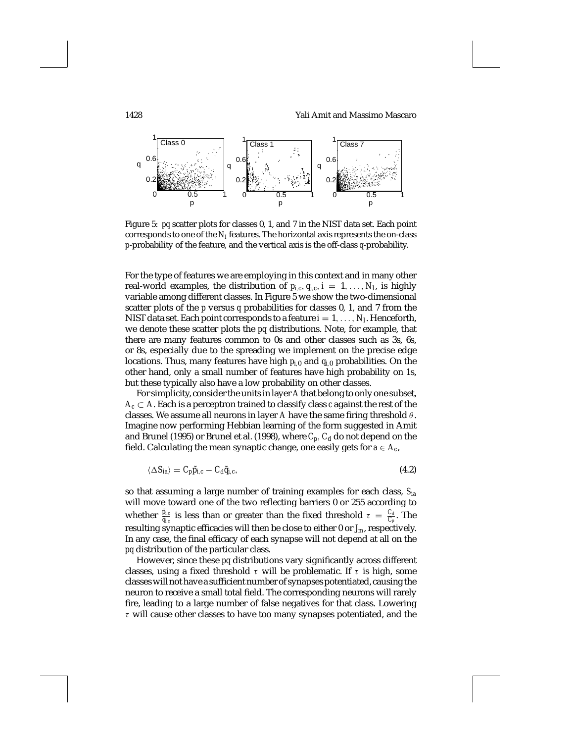Figure 5: $pq$ scatter plots for classes 0, 1, and 7 in the NIST data set. Each point corresponds to one of the $N_I$ features. The horizontal axis represents the on-class $p$-probability of the feature, and the vertical axis is the off-class $q$-probability.

For the type of features we are employing in this context and in many other real-world examples, the distribution of $p_{i,c}, q_{i,c}, i = 1, \ldots, N_I$, is highly variable among different classes. In Figure 5 we show the two-dimensional scatter plots of the $p$ versus $q$ probabilities for classes 0, 1, and 7 from the NIST data set. Each point corresponds to a feature $i = 1, \ldots, N_I$. Henceforth, we denote these scatter plots the $pq$ distributions. Note, for example, that there are many features common to 0s and other classes such as 3s, 6s, or 8s, especially due to the spreading we implement on the precise edge locations. Thus, many features have high $p_{i,0}$ and $q_{i,0}$ probabilities. On the other hand, only a small number of features have high probability on 1s, but these typically also have a low probability on other classes.

For simplicity, consider the units in layer $A$ that belong to only one subset, $A_c \subset A$. Each is a perceptron trained to classify class $c$ against the rest of the classes. We assume all neurons in layer $A$ have the same firing threshold $\theta$. Imagine now performing Hebbian learning of the form suggested in Amit and Brunel (1995) or Brunel et al. (1998), where $C_p$, $C_d$ do not depend on the field. Calculating the mean synaptic change, one easily gets for $a \in A_c$,

$$\langle \Delta S_{ia} \rangle = C_p \tilde{p}_{i,c} - C_d \tilde{q}_{i,c}, \tag{4.2}$$

so that assuming a large number of training examples for each class, $S_{ia}$ will move toward one of the two reflecting barriers 0 or 255 according to whether $\frac{\tilde{p}_{i,c}}{\tilde{q}_{i,c}}$ is less than or greater than the fixed threshold $\tau = \frac{C_d}{C_p}$. The resulting synaptic efficacies will then be close to either 0 or $J_m$, respectively. In any case, the final efficacy of each synapse will not depend at all on the $pq$ distribution of the particular class.

However, since these $pq$ distributions vary significantly across different classes, using a fixed threshold $\tau$ will be problematic. If $\tau$ is high, some classes will not have a sufficient number of synapses potentiated, causing the neuron to receive a small total field. The corresponding neurons will rarely fire, leading to a large number of false negatives for that class. Lowering $\tau$ will cause other classes to have too many synapses potentiated, and the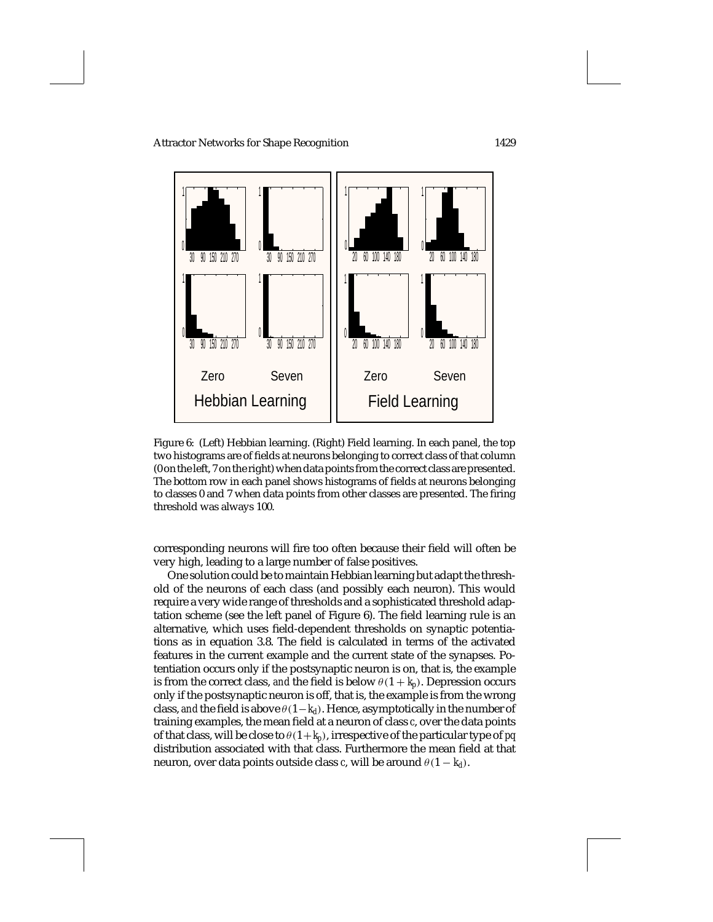Figure 6: (Left) Hebbian learning. (Right) Field learning. In each panel, the top two histograms are of fields at neurons belonging to correct class of that column (0 on the left, 7 on the right) when data points from the correct class are presented. The bottom row in each panel shows histograms of fields at neurons belonging to classes 0 and 7 when data points from other classes are presented. The firing threshold was always 100.

corresponding neurons will fire too often because their field will often be very high, leading to a large number of false positives.

One solution could be to maintain Hebbian learning but adapt the threshold of the neurons of each class (and possibly each neuron). This would require a very wide range of thresholds and a sophisticated threshold adaptation scheme (see the left panel of Figure 6). The field learning rule is an alternative, which uses field-dependent thresholds on synaptic potentiations as in equation 3.8. The field is calculated in terms of the activated features in the current example and the current state of the synapses. Potentiation occurs only if the postsynaptic neuron is on, that is, the example is from the correct class, *and* the field is below $\theta(1 + k_p)$. Depression occurs only if the postsynaptic neuron is off, that is, the example is from the wrong class, *and* the field is above $\theta(1 - k_d)$. Hence, asymptotically in the number of training examples, the mean field at a neuron of class $c$, over the data points of that class, will be close to $\theta(1 + k_p)$, irrespective of the particular type of $pq$ distribution associated with that class. Furthermore the mean field at that neuron, over data points outside class $c$, will be around $\theta(1 - k_d)$.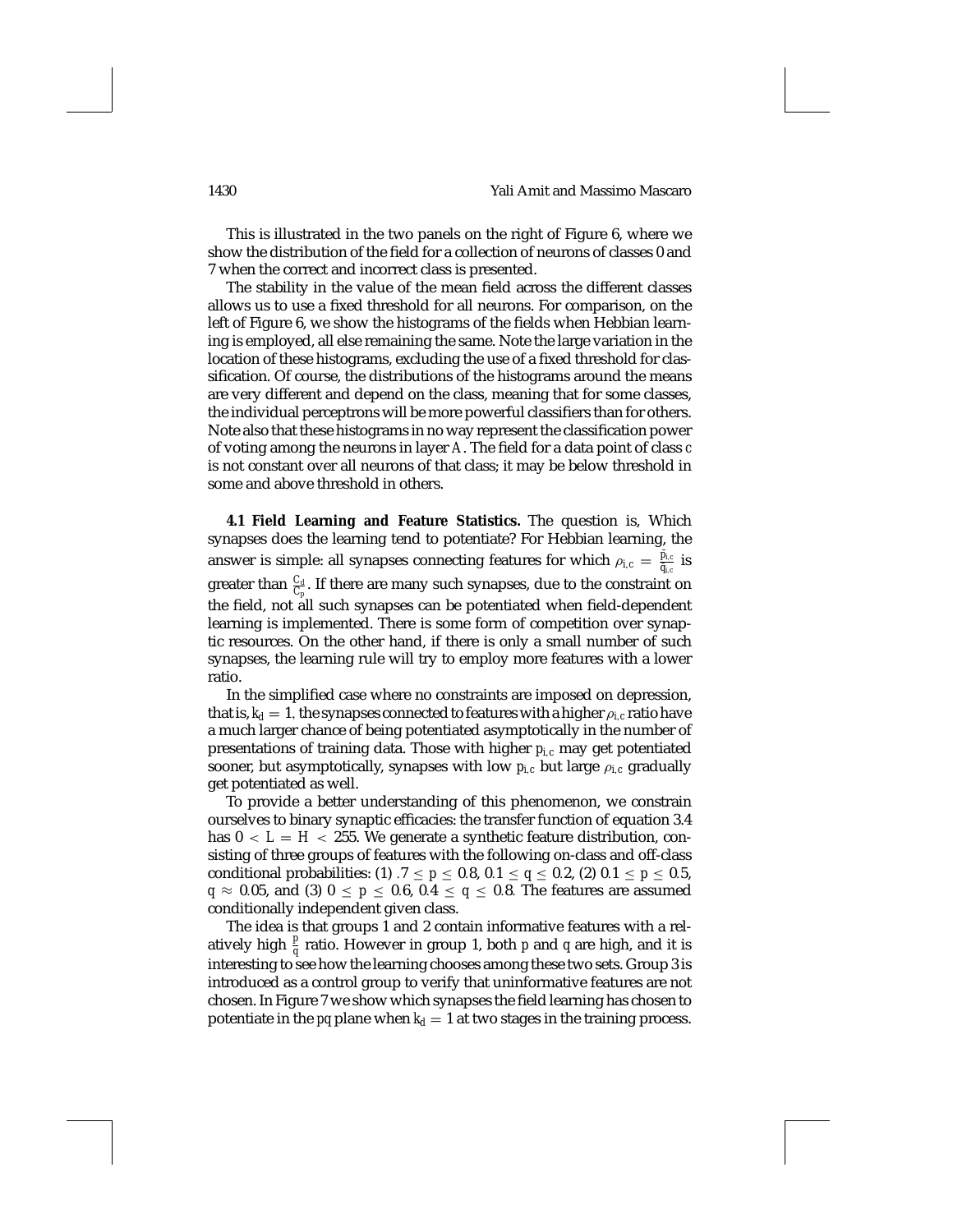This is illustrated in the two panels on the right of Figure 6, where we show the distribution of the field for a collection of neurons of classes 0 and 7 when the correct and incorrect class is presented.

The stability in the value of the mean field across the different classes allows us to use a fixed threshold for all neurons. For comparison, on the left of Figure 6, we show the histograms of the fields when Hebbian learning is employed, all else remaining the same. Note the large variation in the location of these histograms, excluding the use of a fixed threshold for classification. Of course, the distributions of the histograms around the means are very different and depend on the class, meaning that for some classes, the individual perceptrons will be more powerful classifiers than for others. Note also that these histograms in no way represent the classification power of voting among the neurons in layer $A$. The field for a data point of class $c$ is not constant over all neurons of that class; it may be below threshold in some and above threshold in others.

**4.1 Field Learning and Feature Statistics.** The question is, Which synapses does the learning tend to potentiate? For Hebbian learning, the answer is simple: all synapses connecting features for which $\rho_{i,c} = \frac{\tilde{p}_{i,c}}{\tilde{q}_{i,c}}$ is greater than $\frac{C_d}{C_p}$. If there are many such synapses, due to the constraint on the field, not all such synapses can be potentiated when field-dependent learning is implemented. There is some form of competition over synaptic resources. On the other hand, if there is only a small number of such synapses, the learning rule will try to employ more features with a lower ratio.

In the simplified case where no constraints are imposed on depression, that is, $k_d = 1$, the synapses connected to features with a higher $\rho_{i,c}$ ratio have a much larger chance of being potentiated asymptotically in the number of presentations of training data. Those with higher $p_{i,c}$ may get potentiated sooner, but asymptotically, synapses with low $p_{i,c}$ but large $\rho_{i,c}$ gradually get potentiated as well.

To provide a better understanding of this phenomenon, we constrain ourselves to binary synaptic efficacies: the transfer function of equation 3.4 has $0 < L = H < 255$. We generate a synthetic feature distribution, consisting of three groups of features with the following on-class and off-class conditional probabilities: (1) $.7 \leq p \leq 0.8$, $0.1 \leq q \leq 0.2$, (2) $0.1 \leq p \leq 0.5$, $q \approx 0.05$, and (3) $0 \leq p \leq 0.6$, $0.4 \leq q \leq 0.8$. The features are assumed conditionally independent given class.

The idea is that groups 1 and 2 contain informative features with a relatively high $\frac{p}{q}$ ratio. However in group 1, both $p$ and $q$ are high, and it is interesting to see how the learning chooses among these two sets. Group 3 is introduced as a control group to verify that uninformative features are not chosen. In Figure 7 we show which synapses the field learning has chosen to potentiate in the $pq$ plane when $k_d = 1$ at two stages in the training process.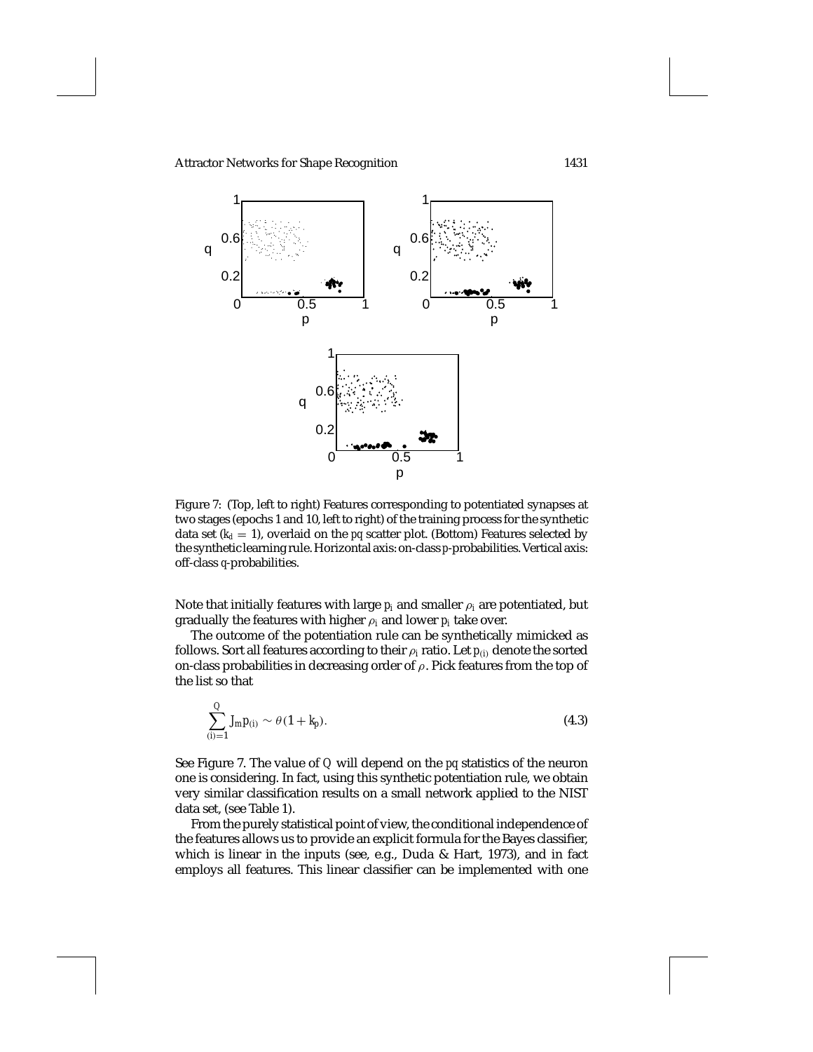Figure 7: (Top, left to right) Features corresponding to potentiated synapses at two stages (epochs 1 and 10, left to right) of the training process for the synthetic data set ($k_d = 1$), overlaid on the $pq$ scatter plot. (Bottom) Features selected by the synthetic learning rule. Horizontal axis: on-class $p$-probabilities. Vertical axis: off-class $q$-probabilities.

Note that initially features with large $p_i$ and smaller $\rho_i$ are potentiated, but gradually the features with higher $\rho_i$ and lower $p_i$ take over.

The outcome of the potentiation rule can be synthetically mimicked as follows. Sort all features according to their $\rho_i$ ratio. Let $p_{(i)}$ denote the sorted on-class probabilities in decreasing order of $\rho$. Pick features from the top of the list so that

$$\sum_{(i)=1}^{Q} J_m p_{(i)} \sim \theta(1 + k_p). \tag{4.3}$$

See Figure 7. The value of $Q$ will depend on the $pq$ statistics of the neuron one is considering. In fact, using this synthetic potentiation rule, we obtain very similar classification results on a small network applied to the NIST data set, (see Table 1).

From the purely statistical point of view, the conditional independence of the features allows us to provide an explicit formula for the Bayes classifier, which is linear in the inputs (see, e.g., Duda & Hart, 1973), and in fact employs all features. This linear classifier can be implemented with one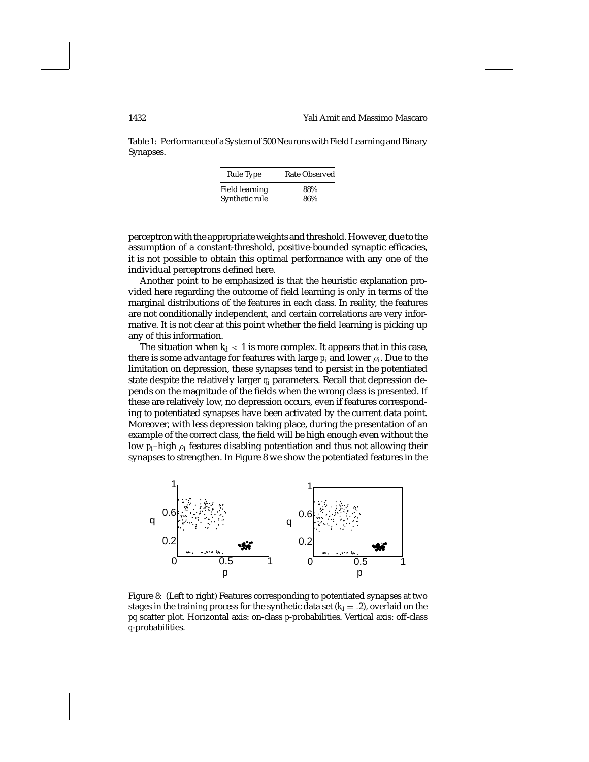Table 1: Performance of a System of 500 Neurons with Field Learning and Binary Synapses.

| Rule Type | Rate Observed |
|---|---|
| Field learning | 88% |
| Synthetic rule | 86% |

perceptron with the appropriate weights and threshold. However, due to the assumption of a constant-threshold, positive-bounded synaptic efficacies, it is not possible to obtain this optimal performance with any one of the individual perceptrons defined here.

Another point to be emphasized is that the heuristic explanation provided here regarding the outcome of field learning is only in terms of the marginal distributions of the features in each class. In reality, the features are not conditionally independent, and certain correlations are very informative. It is not clear at this point whether the field learning is picking up any of this information.

The situation when $k_d < 1$ is more complex. It appears that in this case, there is some advantage for features with large $p_i$ and lower $\rho_i$. Due to the limitation on depression, these synapses tend to persist in the potentiated state despite the relatively larger $q_i$ parameters. Recall that depression depends on the magnitude of the fields when the wrong class is presented. If these are relatively low, no depression occurs, even if features corresponding to potentiated synapses have been activated by the current data point. Moreover, with less depression taking place, during the presentation of an example of the correct class, the field will be high enough even without the low $p_i$–high $\rho_i$ features disabling potentiation and thus not allowing their synapses to strengthen. In Figure 8 we show the potentiated features in the

Figure 8: (Left to right) Features corresponding to potentiated synapses at two stages in the training process for the synthetic data set ($k_d = .2$), overlaid on the $pq$ scatter plot. Horizontal axis: on-class $p$-probabilities. Vertical axis: off-class $q$-probabilities.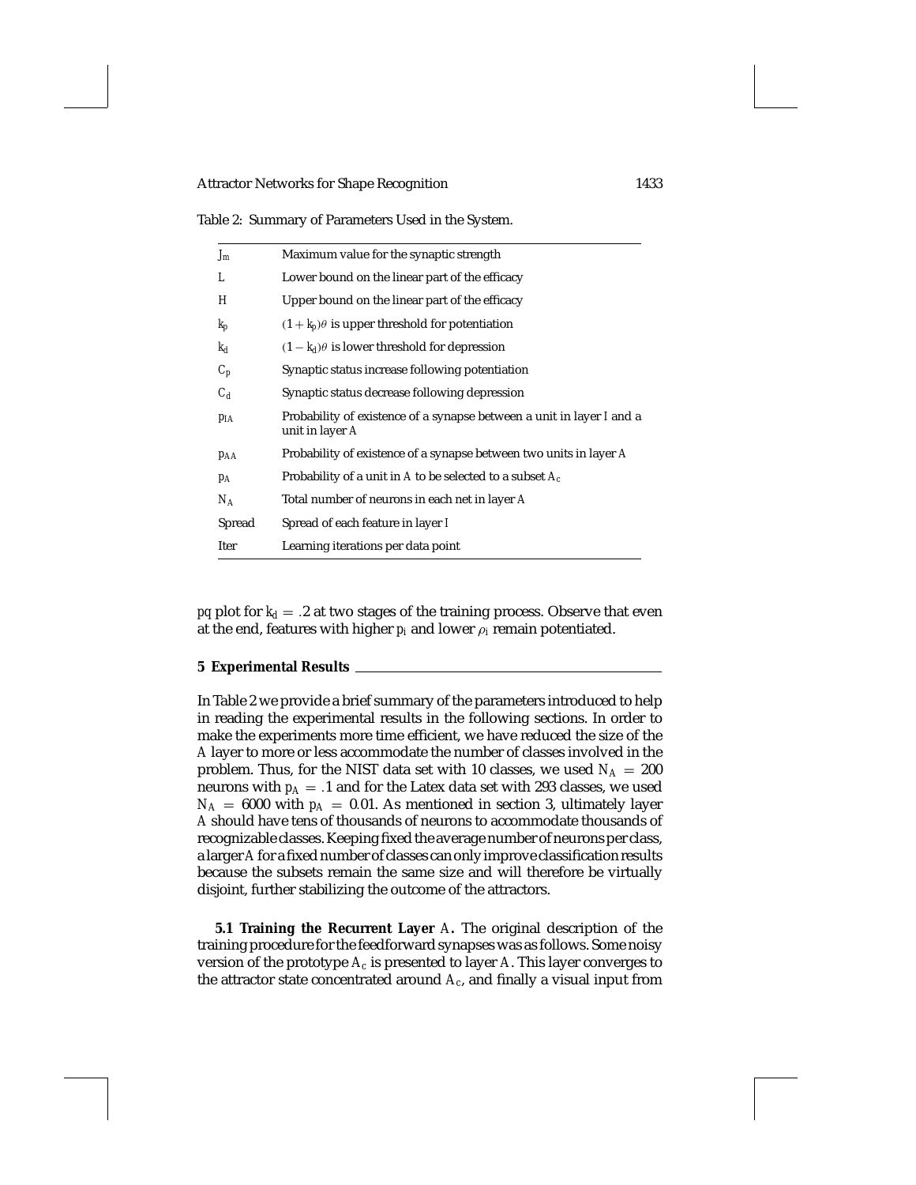Table 2: Summary of Parameters Used in the System.

| | |
|---|---|
| $J_m$ | Maximum value for the synaptic strength |
| $L$ | Lower bound on the linear part of the efficacy |
| $H$ | Upper bound on the linear part of the efficacy |
| $k_p$ | $(1 + k_p)\theta$ is upper threshold for potentiation |
| $k_d$ | $(1 - k_d)\theta$ is lower threshold for depression |
| $C_p$ | Synaptic status increase following potentiation |
| $C_d$ | Synaptic status decrease following depression |
| $p_{IA}$ | Probability of existence of a synapse between a unit in layer $I$ and a unit in layer $A$ |
| $p_{AA}$ | Probability of existence of a synapse between two units in layer $A$ |
| $p_A$ | Probability of a unit in $A$ to be selected to a subset $A_c$ |
| $N_A$ | Total number of neurons in each net in layer $A$ |
| Spread | Spread of each feature in layer $I$ |
| Iter | Learning iterations per data point |

pq plot for $k_d = .2$ at two stages of the training process. Observe that even at the end, features with higher $p_i$ and lower $\rho_i$ remain potentiated.

## 5 Experimental Results

In Table 2 we provide a brief summary of the parameters introduced to help in reading the experimental results in the following sections. In order to make the experiments more time efficient, we have reduced the size of the $A$ layer to more or less accommodate the number of classes involved in the problem. Thus, for the NIST data set with 10 classes, we used $N_A = 200$ neurons with $p_A = .1$ and for the Latex data set with 293 classes, we used $N_A = 6000$ with $p_A = 0.01$. As mentioned in section 3, ultimately layer $A$ should have tens of thousands of neurons to accommodate thousands of recognizable classes. Keeping fixed the average number of neurons per class, a larger $A$ for a fixed number of classes can only improve classification results because the subsets remain the same size and will therefore be virtually disjoint, further stabilizing the outcome of the attractors.

**5.1 Training the Recurrent Layer** $A$**.** The original description of the training procedure for the feedforward synapses was as follows. Some noisy version of the prototype $A_c$ is presented to layer $A$. This layer converges to the attractor state concentrated around $A_c$, and finally a visual input from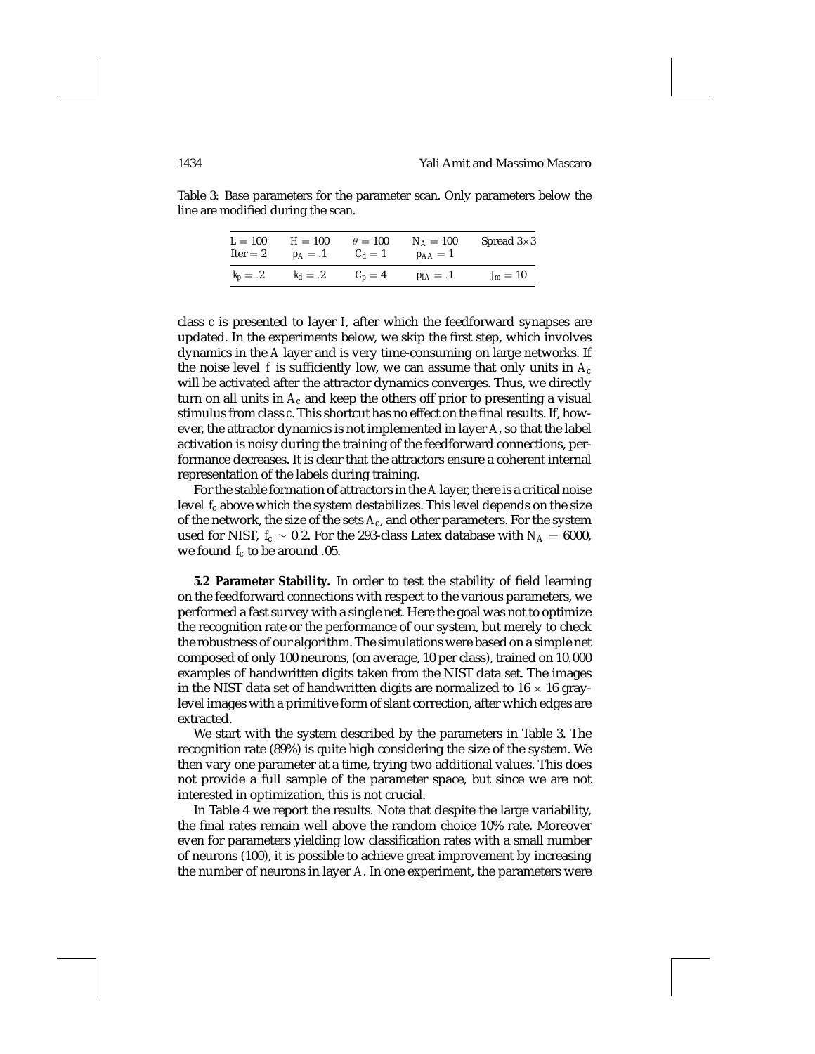Table 3: Base parameters for the parameter scan. Only parameters below the line are modified during the scan.

| | | | | |
|---|---|---|---|---|
| $L = 100$ | $H = 100$ | $\theta = 100$ | $N_A = 100$ | Spread $3\times3$ |
| Iter $= 2$ | $p_A = .1$ | $C_d = 1$ | $p_{AA} = 1$ | |
| $k_p = .2$ | $k_d = .2$ | $C_p = 4$ | $p_{IA} = .1$ | $J_m = 10$ |

class $c$ is presented to layer $I$, after which the feedforward synapses are updated. In the experiments below, we skip the first step, which involves dynamics in the $A$ layer and is very time-consuming on large networks. If the noise level $f$ is sufficiently low, we can assume that only units in $A_c$ will be activated after the attractor dynamics converges. Thus, we directly turn on all units in $A_c$ and keep the others off prior to presenting a visual stimulus from class $c$. This shortcut has no effect on the final results. If, however, the attractor dynamics is not implemented in layer $A$, so that the label activation is noisy during the training of the feedforward connections, performance decreases. It is clear that the attractors ensure a coherent internal representation of the labels during training.

For the stable formation of attractors in the $A$ layer, there is a critical noise level $f_c$ above which the system destabilizes. This level depends on the size of the network, the size of the sets $A_c$, and other parameters. For the system used for NIST, $f_c \sim 0.2$. For the 293-class Latex database with $N_A = 6000$, we found $f_c$ to be around $.05$.

**5.2 Parameter Stability.** In order to test the stability of field learning on the feedforward connections with respect to the various parameters, we performed a fast survey with a single net. Here the goal was not to optimize the recognition rate or the performance of our system, but merely to check the robustness of our algorithm. The simulations were based on a simple net composed of only 100 neurons, (on average, 10 per class), trained on 10,000 examples of handwritten digits taken from the NIST data set. The images in the NIST data set of handwritten digits are normalized to $16 \times 16$ gray-level images with a primitive form of slant correction, after which edges are extracted.

We start with the system described by the parameters in Table 3. The recognition rate (89%) is quite high considering the size of the system. We then vary one parameter at a time, trying two additional values. This does not provide a full sample of the parameter space, but since we are not interested in optimization, this is not crucial.

In Table 4 we report the results. Note that despite the large variability, the final rates remain well above the random choice 10% rate. Moreover even for parameters yielding low classification rates with a small number of neurons (100), it is possible to achieve great improvement by increasing the number of neurons in layer $A$. In one experiment, the parameters were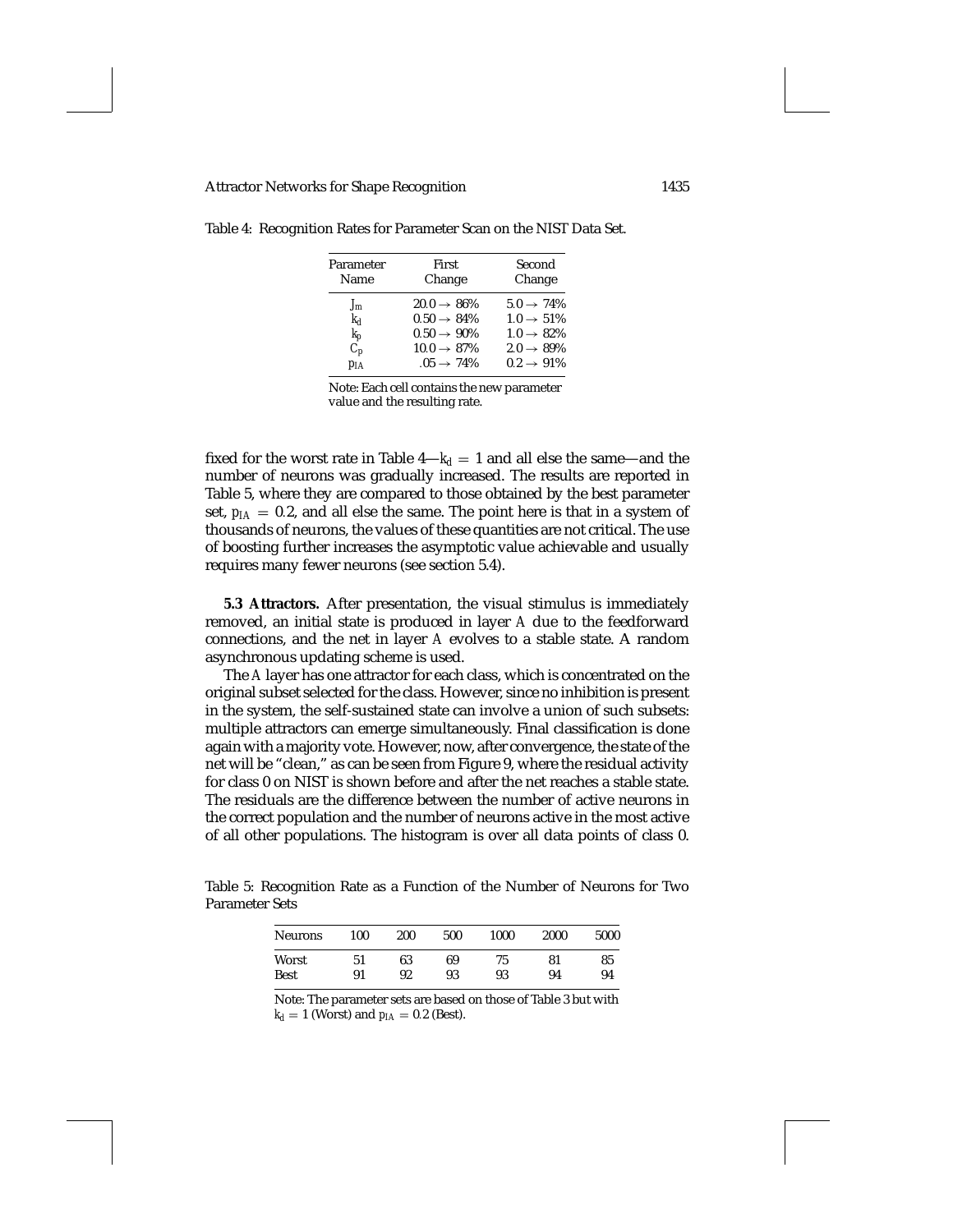Table 4: Recognition Rates for Parameter Scan on the NIST Data Set.

| Parameter Name | First Change | Second Change |
|---|---|---|
| $J_m$ | $20.0 \rightarrow 86\%$ | $5.0 \rightarrow 74\%$ |
| $k_d$ | $0.50 \rightarrow 84\%$ | $1.0 \rightarrow 51\%$ |
| $k_p$ | $0.50 \rightarrow 90\%$ | $1.0 \rightarrow 82\%$ |
| $C_p$ | $10.0 \rightarrow 87\%$ | $2.0 \rightarrow 89\%$ |
| $p_{IA}$ | $.05 \rightarrow 74\%$ | $0.2 \rightarrow 91\%$ |

Note: Each cell contains the new parameter value and the resulting rate.

fixed for the worst rate in Table 4—$k_d = 1$ and all else the same—and the number of neurons was gradually increased. The results are reported in Table 5, where they are compared to those obtained by the best parameter set, $p_{IA} = 0.2$, and all else the same. The point here is that in a system of thousands of neurons, the values of these quantities are not critical. The use of boosting further increases the asymptotic value achievable and usually requires many fewer neurons (see section 5.4).

**5.3 Attractors.** After presentation, the visual stimulus is immediately removed, an initial state is produced in layer $A$ due to the feedforward connections, and the net in layer $A$ evolves to a stable state. A random asynchronous updating scheme is used.

The $A$ layer has one attractor for each class, which is concentrated on the original subset selected for the class. However, since no inhibition is present in the system, the self-sustained state can involve a union of such subsets: multiple attractors can emerge simultaneously. Final classification is done again with a majority vote. However, now, after convergence, the state of the net will be "clean," as can be seen from Figure 9, where the residual activity for class 0 on NIST is shown before and after the net reaches a stable state. The residuals are the difference between the number of active neurons in the correct population and the number of neurons active in the most active of all other populations. The histogram is over all data points of class 0.

Table 5: Recognition Rate as a Function of the Number of Neurons for Two Parameter Sets

| Neurons | 100 | 200 | 500 | 1000 | 2000 | 5000 |
|---|---|---|---|---|---|---|
| Worst | 51 | 63 | 69 | 75 | 81 | 85 |
| Best | 91 | 92 | 93 | 93 | 94 | 94 |

Note: The parameter sets are based on those of Table 3 but with $k_d = 1$ (Worst) and $p_{IA} = 0.2$ (Best).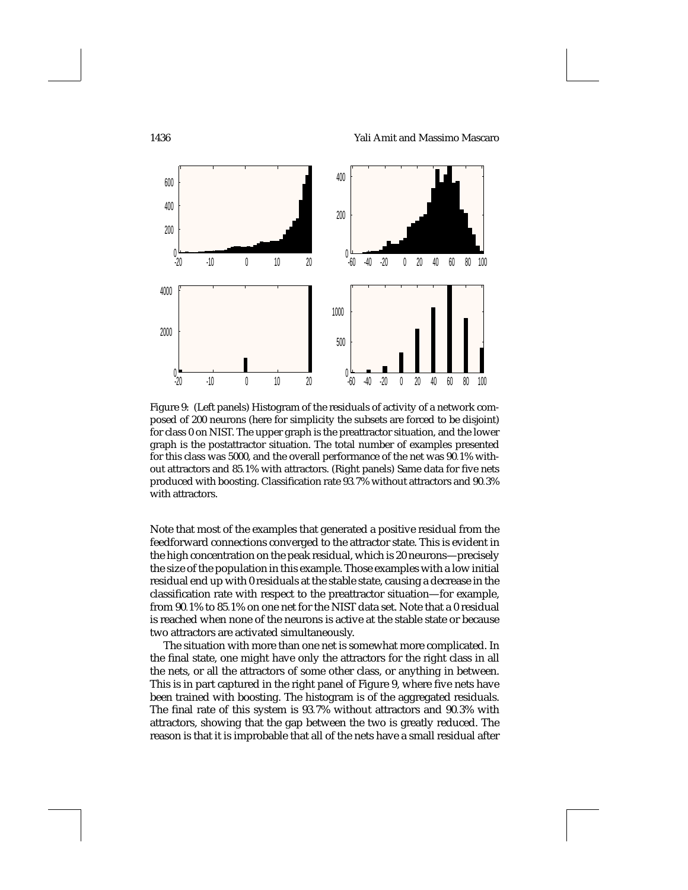Figure 9: (Left panels) Histogram of the residuals of activity of a network composed of 200 neurons (here for simplicity the subsets are forced to be disjoint) for class 0 on NIST. The upper graph is the preattractor situation, and the lower graph is the postattractor situation. The total number of examples presented for this class was 5000, and the overall performance of the net was 90.1% without attractors and 85.1% with attractors. (Right panels) Same data for five nets produced with boosting. Classification rate 93.7% without attractors and 90.3% with attractors.

Note that most of the examples that generated a positive residual from the feedforward connections converged to the attractor state. This is evident in the high concentration on the peak residual, which is 20 neurons—precisely the size of the population in this example. Those examples with a low initial residual end up with 0 residuals at the stable state, causing a decrease in the classification rate with respect to the preattractor situation—for example, from 90.1% to 85.1% on one net for the NIST data set. Note that a 0 residual is reached when none of the neurons is active at the stable state or because two attractors are activated simultaneously.

The situation with more than one net is somewhat more complicated. In the final state, one might have only the attractors for the right class in all the nets, or all the attractors of some other class, or anything in between. This is in part captured in the right panel of Figure 9, where five nets have been trained with boosting. The histogram is of the aggregated residuals. The final rate of this system is 93.7% without attractors and 90.3% with attractors, showing that the gap between the two is greatly reduced. The reason is that it is improbable that all of the nets have a small residual after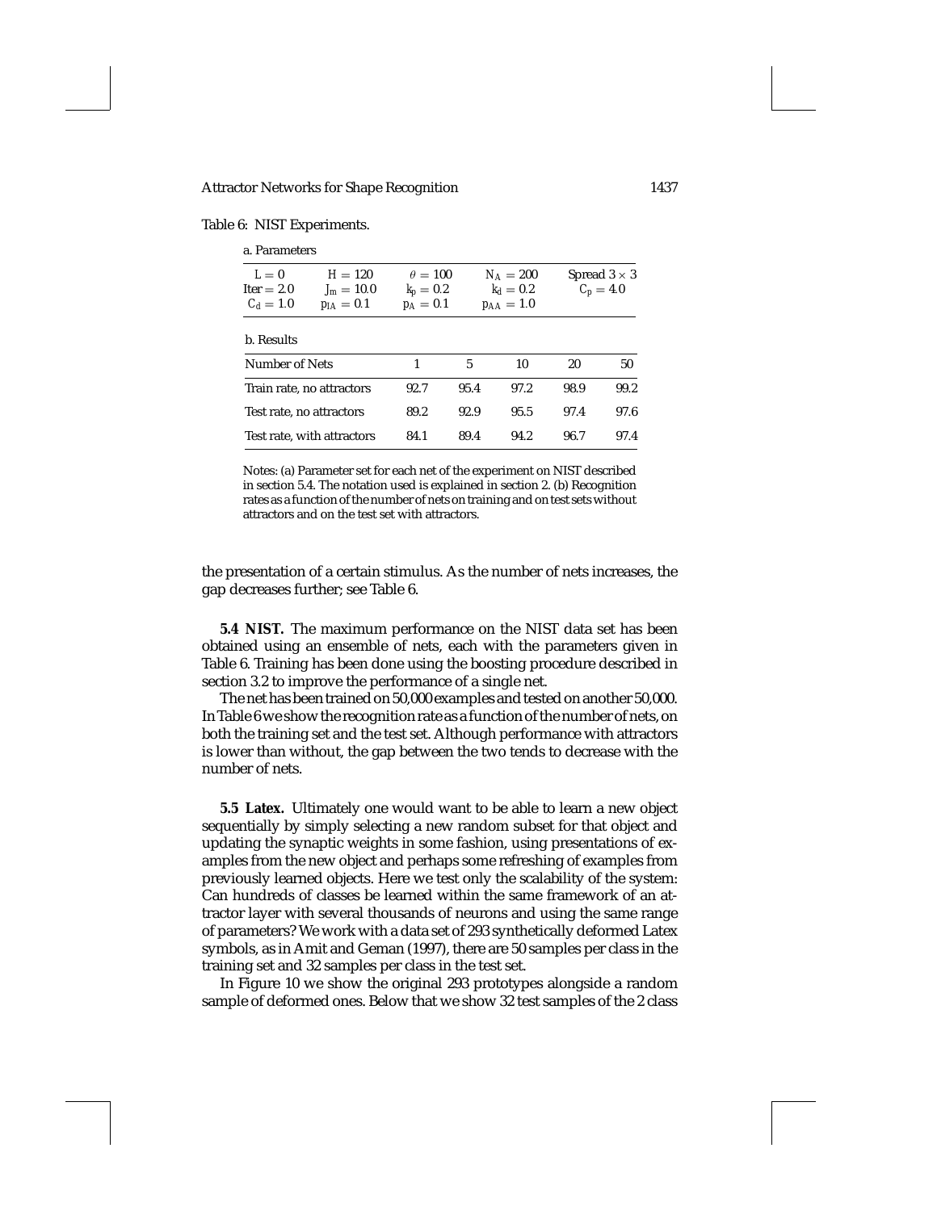Table 6: NIST Experiments.

a. Parameters

| | | | | |
|---|---|---|---|---|
| $L = 0$ | $H = 120$ | $\theta = 100$ | $N_A = 200$ | Spread $3 \times 3$ |
| Iter $= 2.0$ | $J_m = 10.0$ | $k_p = 0.2$ | $k_d = 0.2$ | $C_p = 4.0$ |
| $C_d = 1.0$ | $p_{IA} = 0.1$ | $p_A = 0.1$ | $p_{AA} = 1.0$ | |

b. Results

| Number of Nets | 1 | 5 | 10 | 20 | 50 |
|---|---|---|---|---|---|
| Train rate, no attractors | 92.7 | 95.4 | 97.2 | 98.9 | 99.2 |
| Test rate, no attractors | 89.2 | 92.9 | 95.5 | 97.4 | 97.6 |
| Test rate, with attractors | 84.1 | 89.4 | 94.2 | 96.7 | 97.4 |

Notes: (a) Parameter set for each net of the experiment on NIST described in section 5.4. The notation used is explained in section 2. (b) Recognition rates as a function of the number of nets on training and on test sets without attractors and on the test set with attractors.

the presentation of a certain stimulus. As the number of nets increases, the gap decreases further; see Table 6.

**5.4 NIST.** The maximum performance on the NIST data set has been obtained using an ensemble of nets, each with the parameters given in Table 6. Training has been done using the boosting procedure described in section 3.2 to improve the performance of a single net.

The net has been trained on 50,000 examples and tested on another 50,000. In Table 6 we show the recognition rate as a function of the number of nets, on both the training set and the test set. Although performance with attractors is lower than without, the gap between the two tends to decrease with the number of nets.

**5.5 Latex.** Ultimately one would want to be able to learn a new object sequentially by simply selecting a new random subset for that object and updating the synaptic weights in some fashion, using presentations of examples from the new object and perhaps some refreshing of examples from previously learned objects. Here we test only the scalability of the system: Can hundreds of classes be learned within the same framework of an attractor layer with several thousands of neurons and using the same range of parameters? We work with a data set of 293 synthetically deformed Latex symbols, as in Amit and Geman (1997), there are 50 samples per class in the training set and 32 samples per class in the test set.

In Figure 10 we show the original 293 prototypes alongside a random sample of deformed ones. Below that we show 32 test samples of the 2 class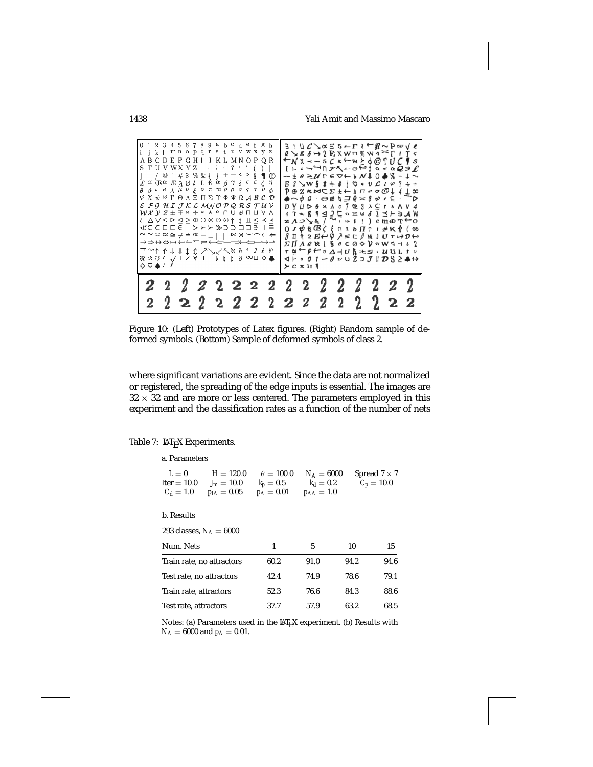Figure 10: (Left) Prototypes of Latex figures. (Right) Random sample of deformed symbols. (Bottom) Sample of deformed symbols of class 2.

where significant variations are evident. Since the data are not normalized or registered, the spreading of the edge inputs is essential. The images are $32 \times 32$ and are more or less centered. The parameters employed in this experiment and the classification rates as a function of the number of nets

Table 7: LaTeX Experiments.

a. Parameters

| | | | | |
|---|---|---|---|---|
| $L = 0$ | $H = 120.0$ | $\theta = 100.0$ | $N_A = 6000$ | Spread $7 \times 7$ |
| $Iter = 10.0$ | $J_m = 10.0$ | $k_p = 0.5$ | $k_d = 0.2$ | $C_p = 10.0$ |
| $C_d = 1.0$ | $p_{IA} = 0.05$ | $p_A = 0.01$ | $p_{AA} = 1.0$ | |

b. Results

293 classes, $N_A = 6000$

| Num. Nets | 1 | 5 | 10 | 15 |
|---|---|---|---|---|
| Train rate, no attractors | 60.2 | 91.0 | 94.2 | 94.6 |
| Test rate, no attractors | 42.4 | 74.9 | 78.6 | 79.1 |
| Train rate, attractors | 52.3 | 76.6 | 84.3 | 88.6 |
| Test rate, attractors | 37.7 | 57.9 | 63.2 | 68.5 |

Notes: (a) Parameters used in the LaTeX experiment. (b) Results with $N_A = 6000$ and $p_A = 0.01$.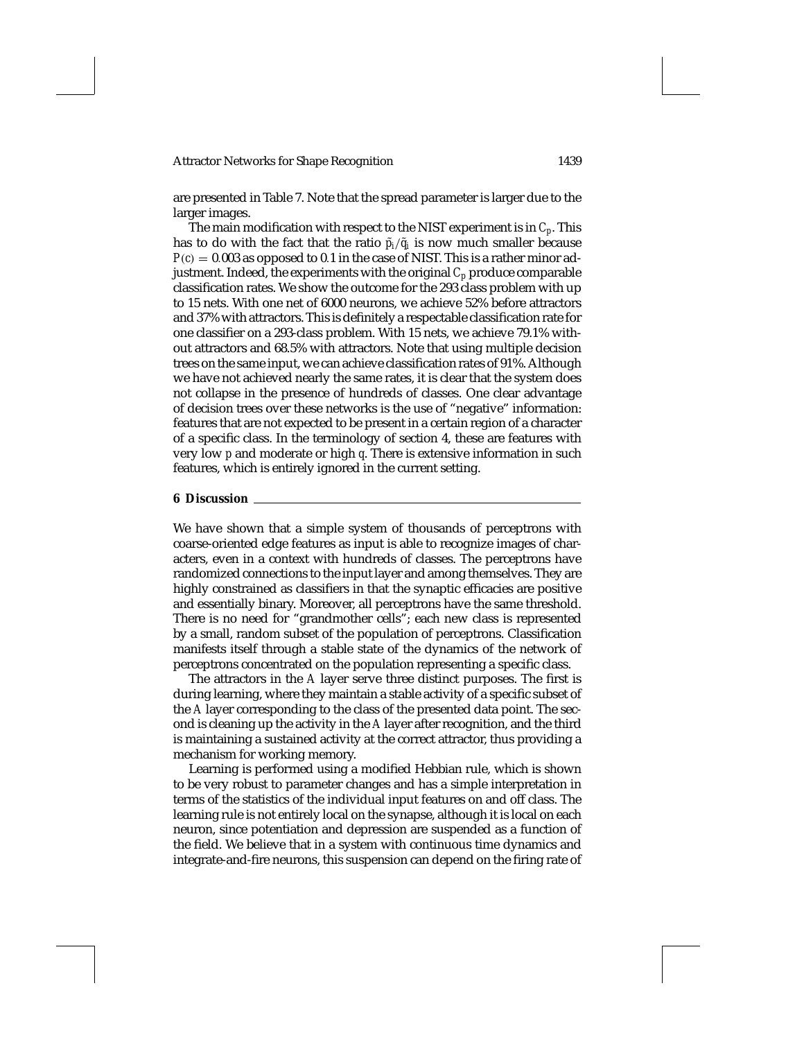are presented in Table 7. Note that the spread parameter is larger due to the larger images.

The main modification with respect to the NIST experiment is in $C_p$. This has to do with the fact that the ratio $\tilde{p}_i/\tilde{q}_i$ is now much smaller because $P(c) = 0.003$ as opposed to 0.1 in the case of NIST. This is a rather minor adjustment. Indeed, the experiments with the original $C_p$ produce comparable classification rates. We show the outcome for the 293 class problem with up to 15 nets. With one net of 6000 neurons, we achieve 52% before attractors and 37% with attractors. This is definitely a respectable classification rate for one classifier on a 293-class problem. With 15 nets, we achieve 79.1% without attractors and 68.5% with attractors. Note that using multiple decision trees on the same input, we can achieve classification rates of 91%. Although we have not achieved nearly the same rates, it is clear that the system does not collapse in the presence of hundreds of classes. One clear advantage of decision trees over these networks is the use of "negative" information: features that are not expected to be present in a certain region of a character of a specific class. In the terminology of section 4, these are features with very low $p$ and moderate or high $q$. There is extensive information in such features, which is entirely ignored in the current setting.

## 6 Discussion

We have shown that a simple system of thousands of perceptrons with coarse-oriented edge features as input is able to recognize images of characters, even in a context with hundreds of classes. The perceptrons have randomized connections to the input layer and among themselves. They are highly constrained as classifiers in that the synaptic efficacies are positive and essentially binary. Moreover, all perceptrons have the same threshold. There is no need for "grandmother cells"; each new class is represented by a small, random subset of the population of perceptrons. Classification manifests itself through a stable state of the dynamics of the network of perceptrons concentrated on the population representing a specific class.

The attractors in the $A$ layer serve three distinct purposes. The first is during learning, where they maintain a stable activity of a specific subset of the $A$ layer corresponding to the class of the presented data point. The second is cleaning up the activity in the $A$ layer after recognition, and the third is maintaining a sustained activity at the correct attractor, thus providing a mechanism for working memory.

Learning is performed using a modified Hebbian rule, which is shown to be very robust to parameter changes and has a simple interpretation in terms of the statistics of the individual input features on and off class. The learning rule is not entirely local on the synapse, although it is local on each neuron, since potentiation and depression are suspended as a function of the field. We believe that in a system with continuous time dynamics and integrate-and-fire neurons, this suspension can depend on the firing rate of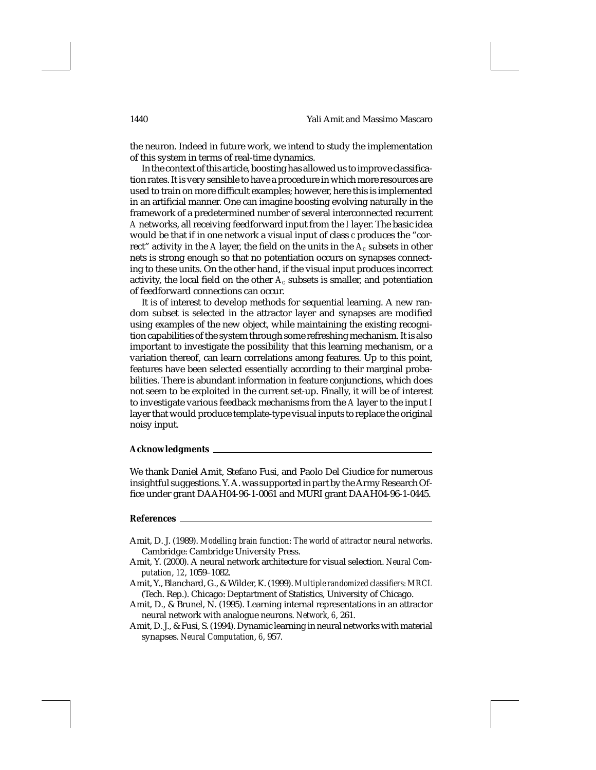the neuron. Indeed in future work, we intend to study the implementation of this system in terms of real-time dynamics.

In the context of this article, boosting has allowed us to improve classification rates. It is very sensible to have a procedure in which more resources are used to train on more difficult examples; however, here this is implemented in an artificial manner. One can imagine boosting evolving naturally in the framework of a predetermined number of several interconnected recurrent $A$ networks, all receiving feedforward input from the $I$ layer. The basic idea would be that if in one network a visual input of class $c$ produces the "correct" activity in the $A$ layer, the field on the units in the $A_c$ subsets in other nets is strong enough so that no potentiation occurs on synapses connecting to these units. On the other hand, if the visual input produces incorrect activity, the local field on the other $A_c$ subsets is smaller, and potentiation of feedforward connections can occur.

It is of interest to develop methods for sequential learning. A new random subset is selected in the attractor layer and synapses are modified using examples of the new object, while maintaining the existing recognition capabilities of the system through some refreshing mechanism. It is also important to investigate the possibility that this learning mechanism, or a variation thereof, can learn correlations among features. Up to this point, features have been selected essentially according to their marginal probabilities. There is abundant information in feature conjunctions, which does not seem to be exploited in the current set-up. Finally, it will be of interest to investigate various feedback mechanisms from the $A$ layer to the input $I$ layer that would produce template-type visual inputs to replace the original noisy input.

## Acknowledgments

We thank Daniel Amit, Stefano Fusi, and Paolo Del Giudice for numerous insightful suggestions. Y. A. was supported in part by the Army Research Office under grant DAAH04-96-1-0061 and MURI grant DAAH04-96-1-0445.

## References

Amit, D. J. (1989). *Modelling brain function: The world of attractor neural networks*. Cambridge: Cambridge University Press.

Amit, Y. (2000). A neural network architecture for visual selection. *Neural Computation*, *12*, 1059–1082.

Amit, Y., Blanchard, G., & Wilder, K. (1999). *Multiple randomized classifiers: MRCL* (Tech. Rep.). Chicago: Deptartment of Statistics, University of Chicago.

Amit, D., & Brunel, N. (1995). Learning internal representations in an attractor neural network with analogue neurons. *Network*, *6*, 261.

Amit, D. J., & Fusi, S. (1994). Dynamic learning in neural networks with material synapses. *Neural Computation*, *6*, 957.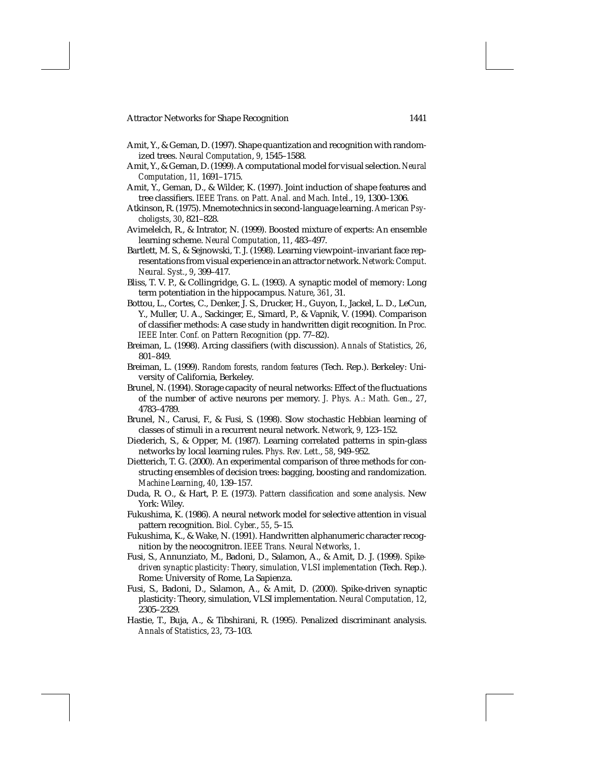Amit, Y., & Geman, D. (1997). Shape quantization and recognition with randomized trees. *Neural Computation*, *9*, 1545–1588.

Amit, Y., & Geman, D. (1999). A computational model for visual selection. *Neural Computation*, *11*, 1691–1715.

Amit, Y., Geman, D., & Wilder, K. (1997). Joint induction of shape features and tree classifiers. *IEEE Trans. on Patt. Anal. and Mach. Intel.*, *19*, 1300–1306.

Atkinson, R. (1975). Mnemotechnics in second-language learning. *American Psycholigsts*, *30*, 821–828.

Avimelelch, R., & Intrator, N. (1999). Boosted mixture of experts: An ensemble learning scheme. *Neural Computation*, *11*, 483–497.

Bartlett, M. S., & Sejnowski, T. J. (1998). Learning viewpoint–invariant face representations from visual experience in an attractor network. *Network: Comput. Neural. Syst.*, *9*, 399–417.

Bliss, T. V. P., & Collingridge, G. L. (1993). A synaptic model of memory: Long term potentiation in the hippocampus. *Nature*, *361*, 31.

Bottou, L., Cortes, C., Denker, J. S., Drucker, H., Guyon, I., Jackel, L. D., LeCun, Y., Muller, U. A., Sackinger, E., Simard, P., & Vapnik, V. (1994). Comparison of classifier methods: A case study in handwritten digit recognition. In *Proc. IEEE Inter. Conf. on Pattern Recognition* (pp. 77–82).

Breiman, L. (1998). Arcing classifiers (with discussion). *Annals of Statistics*, *26*, 801–849.

Breiman, L. (1999). *Random forests, random features* (Tech. Rep.). Berkeley: University of California, Berkeley.

Brunel, N. (1994). Storage capacity of neural networks: Effect of the fluctuations of the number of active neurons per memory. *J. Phys. A.: Math. Gen.*, *27*, 4783–4789.

Brunel, N., Carusi, F., & Fusi, S. (1998). Slow stochastic Hebbian learning of classes of stimuli in a recurrent neural network. *Network*, *9*, 123–152.

Diederich, S., & Opper, M. (1987). Learning correlated patterns in spin-glass networks by local learning rules. *Phys. Rev. Lett.*, *58*, 949–952.

Dietterich, T. G. (2000). An experimental comparison of three methods for constructing ensembles of decision trees: bagging, boosting and randomization. *Machine Learning*, *40*, 139–157.

Duda, R. O., & Hart, P. E. (1973). *Pattern classification and scene analysis*. New York: Wiley.

Fukushima, K. (1986). A neural network model for selective attention in visual pattern recognition. *Biol. Cyber.*, *55*, 5–15.

Fukushima, K., & Wake, N. (1991). Handwritten alphanumeric character recognition by the neocognitron. *IEEE Trans. Neural Networks*, *1*.

Fusi, S., Annunziato, M., Badoni, D., Salamon, A., & Amit, D. J. (1999). *Spike-driven synaptic plasticity: Theory, simulation, VLSI implementation* (Tech. Rep.). Rome: University of Rome, La Sapienza.

Fusi, S., Badoni, D., Salamon, A., & Amit, D. (2000). Spike-driven synaptic plasticity: Theory, simulation, VLSI implementation. *Neural Computation*, *12*, 2305–2329.

Hastie, T., Buja, A., & Tibshirani, R. (1995). Penalized discriminant analysis. *Annals of Statistics*, *23*, 73–103.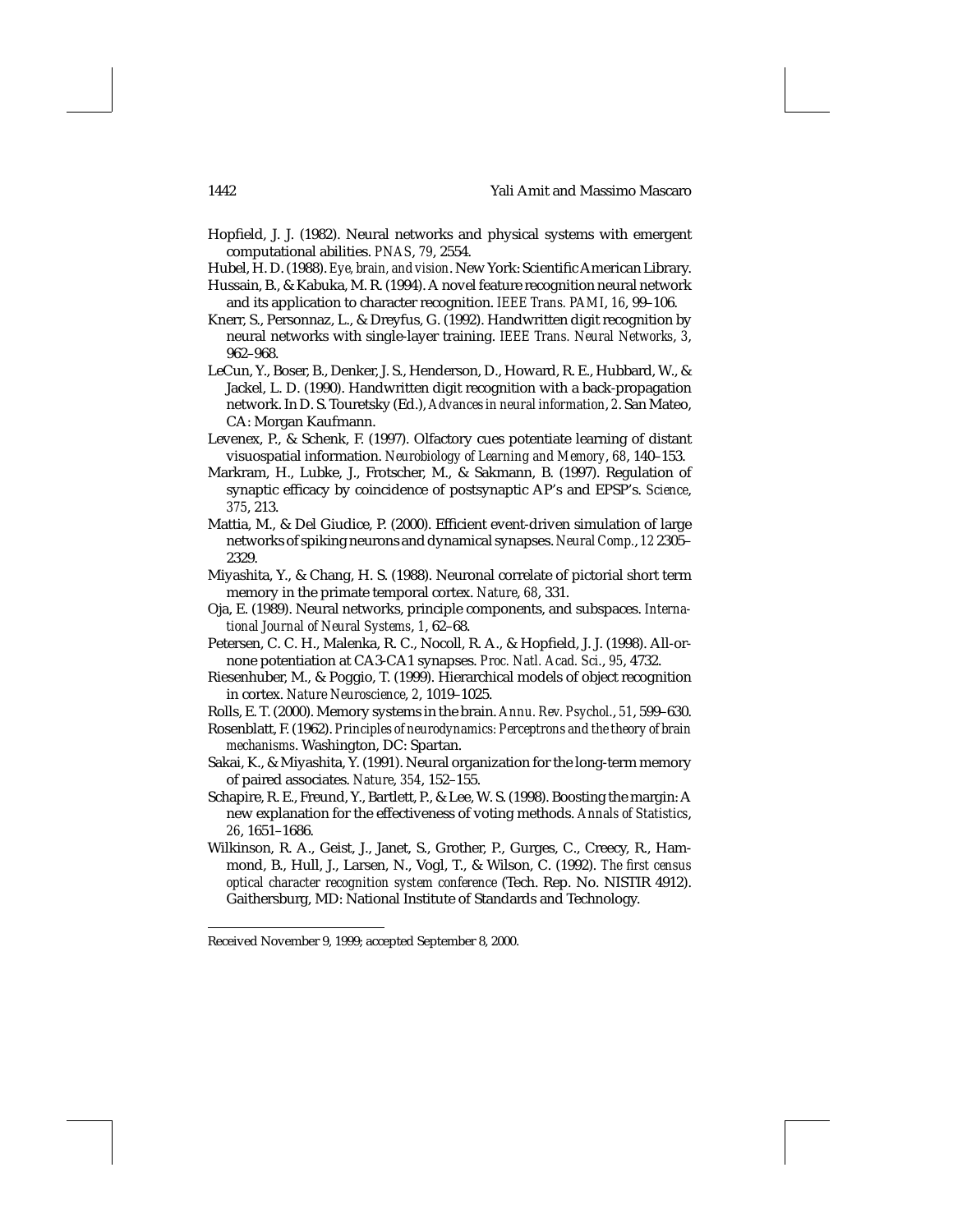Hopfield, J. J. (1982). Neural networks and physical systems with emergent computational abilities. *PNAS*, *79*, 2554.

Hubel, H. D. (1988). *Eye, brain, and vision*. New York: Scientific American Library.

Hussain, B., & Kabuka, M. R. (1994). A novel feature recognition neural network and its application to character recognition. *IEEE Trans. PAMI*, *16*, 99–106.

Knerr, S., Personnaz, L., & Dreyfus, G. (1992). Handwritten digit recognition by neural networks with single-layer training. *IEEE Trans. Neural Networks*, *3*, 962–968.

LeCun, Y., Boser, B., Denker, J. S., Henderson, D., Howard, R. E., Hubbard, W., & Jackel, L. D. (1990). Handwritten digit recognition with a back-propagation network. In D. S. Touretsky (Ed.), *Advances in neural information*, *2*. San Mateo, CA: Morgan Kaufmann.

Levenex, P., & Schenk, F. (1997). Olfactory cues potentiate learning of distant visuospatial information. *Neurobiology of Learning and Memory*, *68*, 140–153.

Markram, H., Lubke, J., Frotscher, M., & Sakmann, B. (1997). Regulation of synaptic efficacy by coincidence of postsynaptic AP's and EPSP's. *Science*, *375*, 213.

Mattia, M., & Del Giudice, P. (2000). Efficient event-driven simulation of large networks of spiking neurons and dynamical synapses. *Neural Comp.*, *12* 2305–2329.

Miyashita, Y., & Chang, H. S. (1988). Neuronal correlate of pictorial short term memory in the primate temporal cortex. *Nature*, *68*, 331.

Oja, E. (1989). Neural networks, principle components, and subspaces. *International Journal of Neural Systems*, *1*, 62–68.

Petersen, C. C. H., Malenka, R. C., Nocoll, R. A., & Hopfield, J. J. (1998). All-or-none potentiation at CA3-CA1 synapses. *Proc. Natl. Acad. Sci.*, *95*, 4732.

Riesenhuber, M., & Poggio, T. (1999). Hierarchical models of object recognition in cortex. *Nature Neuroscience*, *2*, 1019–1025.

Rolls, E. T. (2000). Memory systems in the brain. *Annu. Rev. Psychol.*, *51*, 599–630.

Rosenblatt, F. (1962). *Principles of neurodynamics: Perceptrons and the theory of brain mechanisms*. Washington, DC: Spartan.

Sakai, K., & Miyashita, Y. (1991). Neural organization for the long-term memory of paired associates. *Nature*, *354*, 152–155.

Schapire, R. E., Freund, Y., Bartlett, P., & Lee, W. S. (1998). Boosting the margin: A new explanation for the effectiveness of voting methods. *Annals of Statistics*, *26*, 1651–1686.

Wilkinson, R. A., Geist, J., Janet, S., Grother, P., Gurges, C., Creecy, R., Hammond, B., Hull, J., Larsen, N., Vogl, T., & Wilson, C. (1992). *The first census optical character recognition system conference* (Tech. Rep. No. NISTIR 4912). Gaithersburg, MD: National Institute of Standards and Technology.

---

Received November 9, 1999; accepted September 8, 2000.